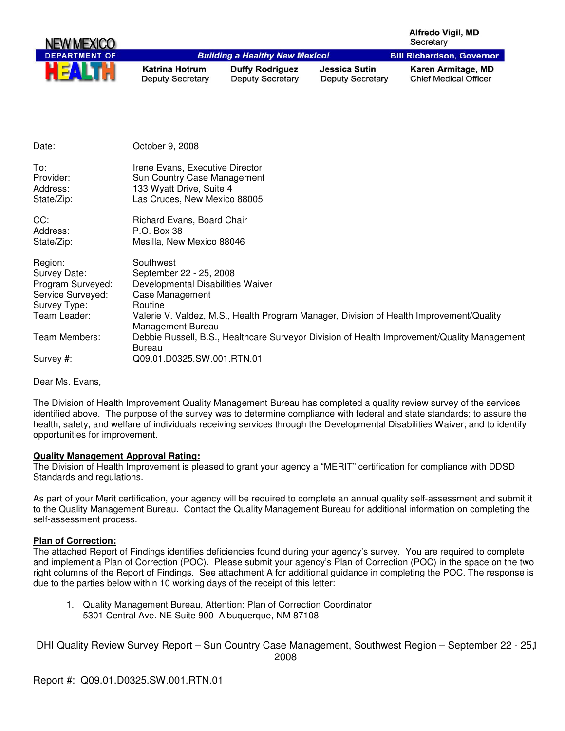NEW MEXICO DEPARTMENT OF HEALTH

*Building a Healthy New Mexico!*

Alfredo Vigil, MD
Secretary

Bill Richardson, Governor

| Katrina Hotrum | Duffy Rodriguez | Jessica Sutin | Karen Armitage, MD |
|---|---|---|---|
| Deputy Secretary | Deputy Secretary | Deputy Secretary | Chief Medical Officer |

| | |
|---|---|
| Date: | October 9, 2008 |
| To: | Irene Evans, Executive Director |
| Provider: | Sun Country Case Management |
| Address: | 133 Wyatt Drive, Suite 4 |
| State/Zip: | Las Cruces, New Mexico 88005 |
| CC: | Richard Evans, Board Chair |
| Address: | P.O. Box 38 |
| State/Zip: | Mesilla, New Mexico 88046 |
| Region: | Southwest |
| Survey Date: | September 22 - 25, 2008 |
| Program Surveyed: | Developmental Disabilities Waiver |
| Service Surveyed: | Case Management |
| Survey Type: | Routine |
| Team Leader: | Valerie V. Valdez, M.S., Health Program Manager, Division of Health Improvement/Quality Management Bureau |
| Team Members: | Debbie Russell, B.S., Healthcare Surveyor Division of Health Improvement/Quality Management Bureau |
| Survey #: | Q09.01.D0325.SW.001.RTN.01 |

Dear Ms. Evans,

The Division of Health Improvement Quality Management Bureau has completed a quality review survey of the services identified above. The purpose of the survey was to determine compliance with federal and state standards; to assure the health, safety, and welfare of individuals receiving services through the Developmental Disabilities Waiver; and to identify opportunities for improvement.

**Quality Management Approval Rating:**

The Division of Health Improvement is pleased to grant your agency a "MERIT" certification for compliance with DDSD Standards and regulations.

As part of your Merit certification, your agency will be required to complete an annual quality self-assessment and submit it to the Quality Management Bureau. Contact the Quality Management Bureau for additional information on completing the self-assessment process.

**Plan of Correction:**

The attached Report of Findings identifies deficiencies found during your agency's survey. You are required to complete and implement a Plan of Correction (POC). Please submit your agency's Plan of Correction (POC) in the space on the two right columns of the Report of Findings. See attachment A for additional guidance in completing the POC. The response is due to the parties below within 10 working days of the receipt of this letter:

1. Quality Management Bureau, Attention: Plan of Correction Coordinator
   5301 Central Ave. NE Suite 900 Albuquerque, NM 87108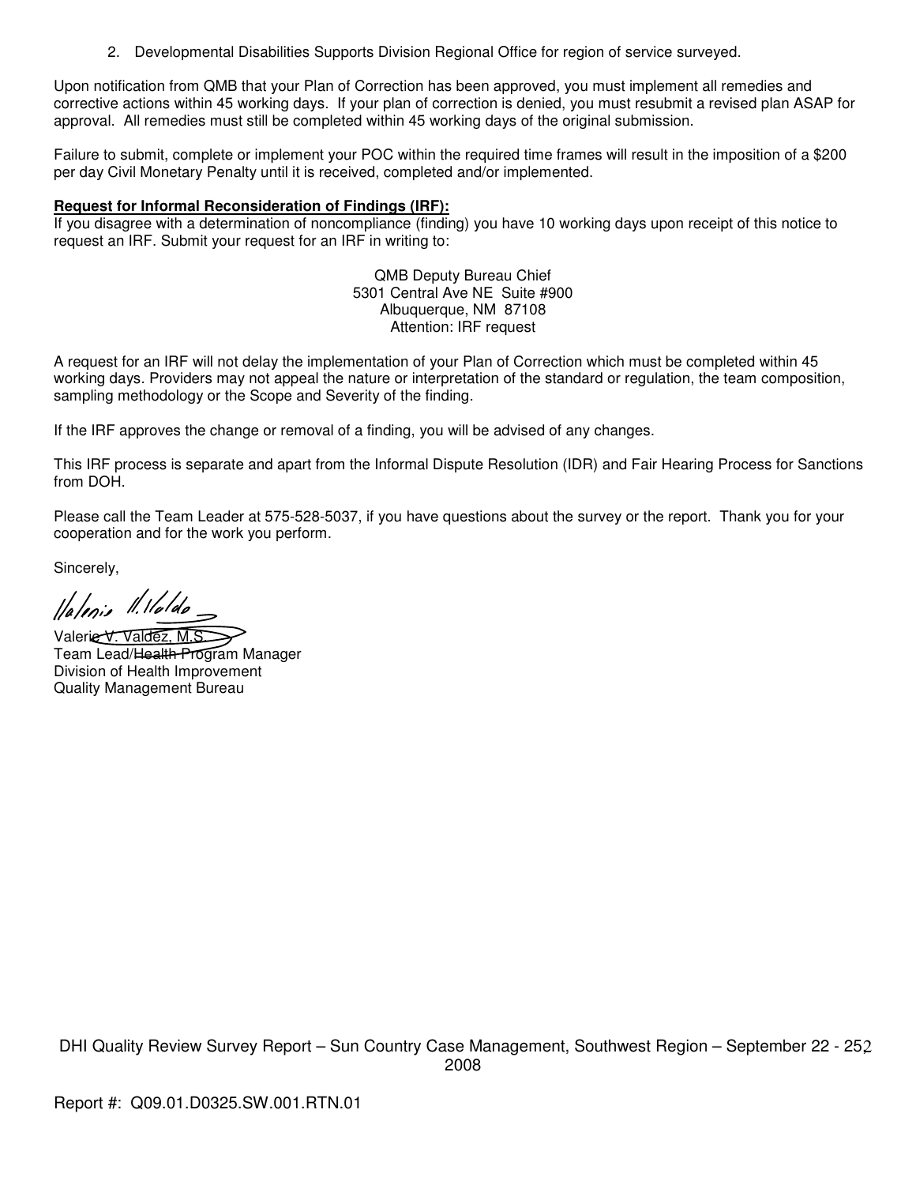2. Developmental Disabilities Supports Division Regional Office for region of service surveyed.

Upon notification from QMB that your Plan of Correction has been approved, you must implement all remedies and corrective actions within 45 working days. If your plan of correction is denied, you must resubmit a revised plan ASAP for approval. All remedies must still be completed within 45 working days of the original submission.

Failure to submit, complete or implement your POC within the required time frames will result in the imposition of a $200 per day Civil Monetary Penalty until it is received, completed and/or implemented.

**Request for Informal Reconsideration of Findings (IRF):**
If you disagree with a determination of noncompliance (finding) you have 10 working days upon receipt of this notice to request an IRF. Submit your request for an IRF in writing to:

QMB Deputy Bureau Chief
5301 Central Ave NE Suite #900
Albuquerque, NM 87108
Attention: IRF request

A request for an IRF will not delay the implementation of your Plan of Correction which must be completed within 45 working days. Providers may not appeal the nature or interpretation of the standard or regulation, the team composition, sampling methodology or the Scope and Severity of the finding.

If the IRF approves the change or removal of a finding, you will be advised of any changes.

This IRF process is separate and apart from the Informal Dispute Resolution (IDR) and Fair Hearing Process for Sanctions from DOH.

Please call the Team Leader at 575-528-5037, if you have questions about the survey or the report. Thank you for your cooperation and for the work you perform.

Sincerely,

Valerie V. Valdez, M.S.
Team Lead/Health Program Manager
Division of Health Improvement
Quality Management Bureau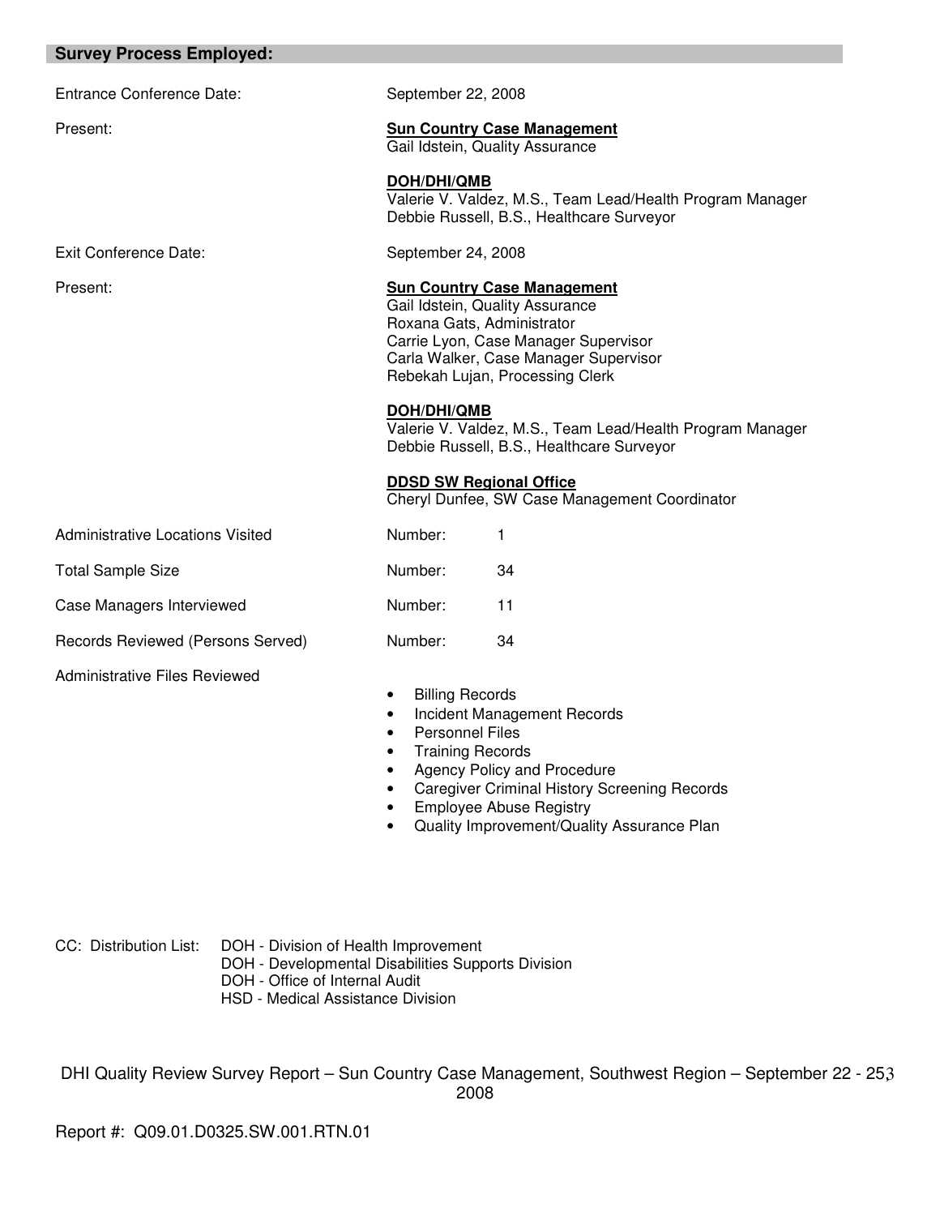## Survey Process Employed:

| | |
|---|---|
| Entrance Conference Date: | September 22, 2008 |
| Present: | **Sun Country Case Management**<br>Gail Idstein, Quality Assurance<br><br>**DOH/DHI/QMB**<br>Valerie V. Valdez, M.S., Team Lead/Health Program Manager<br>Debbie Russell, B.S., Healthcare Surveyor |
| Exit Conference Date: | September 24, 2008 |
| Present: | **Sun Country Case Management**<br>Gail Idstein, Quality Assurance<br>Roxana Gats, Administrator<br>Carrie Lyon, Case Manager Supervisor<br>Carla Walker, Case Manager Supervisor<br>Rebekah Lujan, Processing Clerk<br><br>**DOH/DHI/QMB**<br>Valerie V. Valdez, M.S., Team Lead/Health Program Manager<br>Debbie Russell, B.S., Healthcare Surveyor<br><br>**DDSD SW Regional Office**<br>Cheryl Dunfee, SW Case Management Coordinator |
| Administrative Locations Visited | Number: 1 |
| Total Sample Size | Number: 34 |
| Case Managers Interviewed | Number: 11 |
| Records Reviewed (Persons Served) | Number: 34 |

Administrative Files Reviewed

- Billing Records
- Incident Management Records
- Personnel Files
- Training Records
- Agency Policy and Procedure
- Caregiver Criminal History Screening Records
- Employee Abuse Registry
- Quality Improvement/Quality Assurance Plan

CC: Distribution List:
- DOH - Division of Health Improvement
- DOH - Developmental Disabilities Supports Division
- DOH - Office of Internal Audit
- HSD - Medical Assistance Division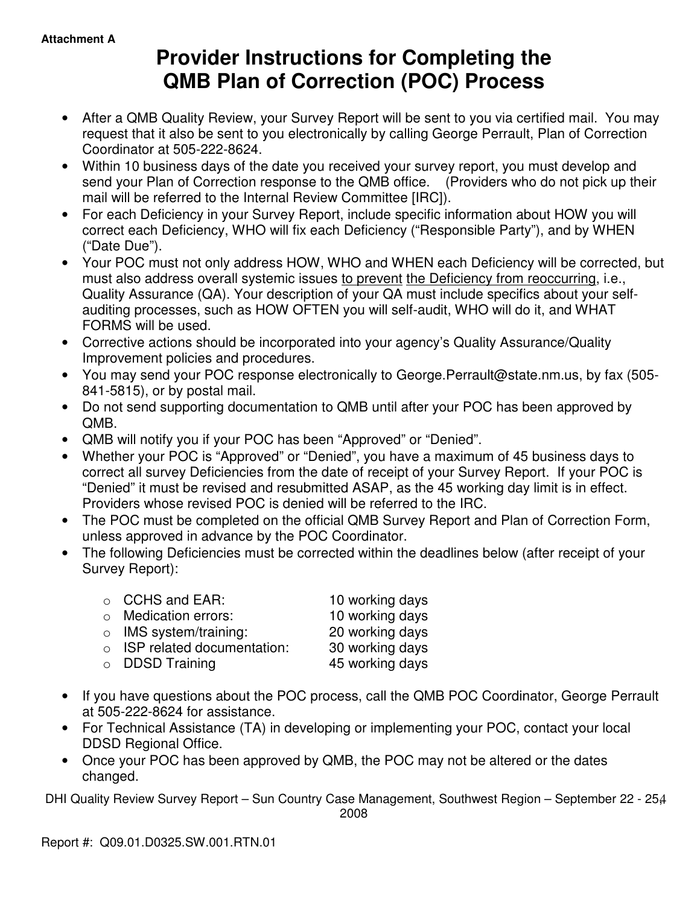Attachment A

# Provider Instructions for Completing the QMB Plan of Correction (POC) Process

- After a QMB Quality Review, your Survey Report will be sent to you via certified mail. You may request that it also be sent to you electronically by calling George Perrault, Plan of Correction Coordinator at 505-222-8624.
- Within 10 business days of the date you received your survey report, you must develop and send your Plan of Correction response to the QMB office. (Providers who do not pick up their mail will be referred to the Internal Review Committee [IRC]).
- For each Deficiency in your Survey Report, include specific information about HOW you will correct each Deficiency, WHO will fix each Deficiency ("Responsible Party"), and by WHEN ("Date Due").
- Your POC must not only address HOW, WHO and WHEN each Deficiency will be corrected, but must also address overall systemic issues to prevent the Deficiency from reoccurring, i.e., Quality Assurance (QA). Your description of your QA must include specifics about your self-auditing processes, such as HOW OFTEN you will self-audit, WHO will do it, and WHAT FORMS will be used.
- Corrective actions should be incorporated into your agency's Quality Assurance/Quality Improvement policies and procedures.
- You may send your POC response electronically to George.Perrault@state.nm.us, by fax (505-841-5815), or by postal mail.
- Do not send supporting documentation to QMB until after your POC has been approved by QMB.
- QMB will notify you if your POC has been "Approved" or "Denied".
- Whether your POC is "Approved" or "Denied", you have a maximum of 45 business days to correct all survey Deficiencies from the date of receipt of your Survey Report. If your POC is "Denied" it must be revised and resubmitted ASAP, as the 45 working day limit is in effect. Providers whose revised POC is denied will be referred to the IRC.
- The POC must be completed on the official QMB Survey Report and Plan of Correction Form, unless approved in advance by the POC Coordinator.
- The following Deficiencies must be corrected within the deadlines below (after receipt of your Survey Report):
  - CCHS and EAR: 10 working days
  - Medication errors: 10 working days
  - IMS system/training: 20 working days
  - ISP related documentation: 30 working days
  - DDSD Training 45 working days
- If you have questions about the POC process, call the QMB POC Coordinator, George Perrault at 505-222-8624 for assistance.
- For Technical Assistance (TA) in developing or implementing your POC, contact your local DDSD Regional Office.
- Once your POC has been approved by QMB, the POC may not be altered or the dates changed.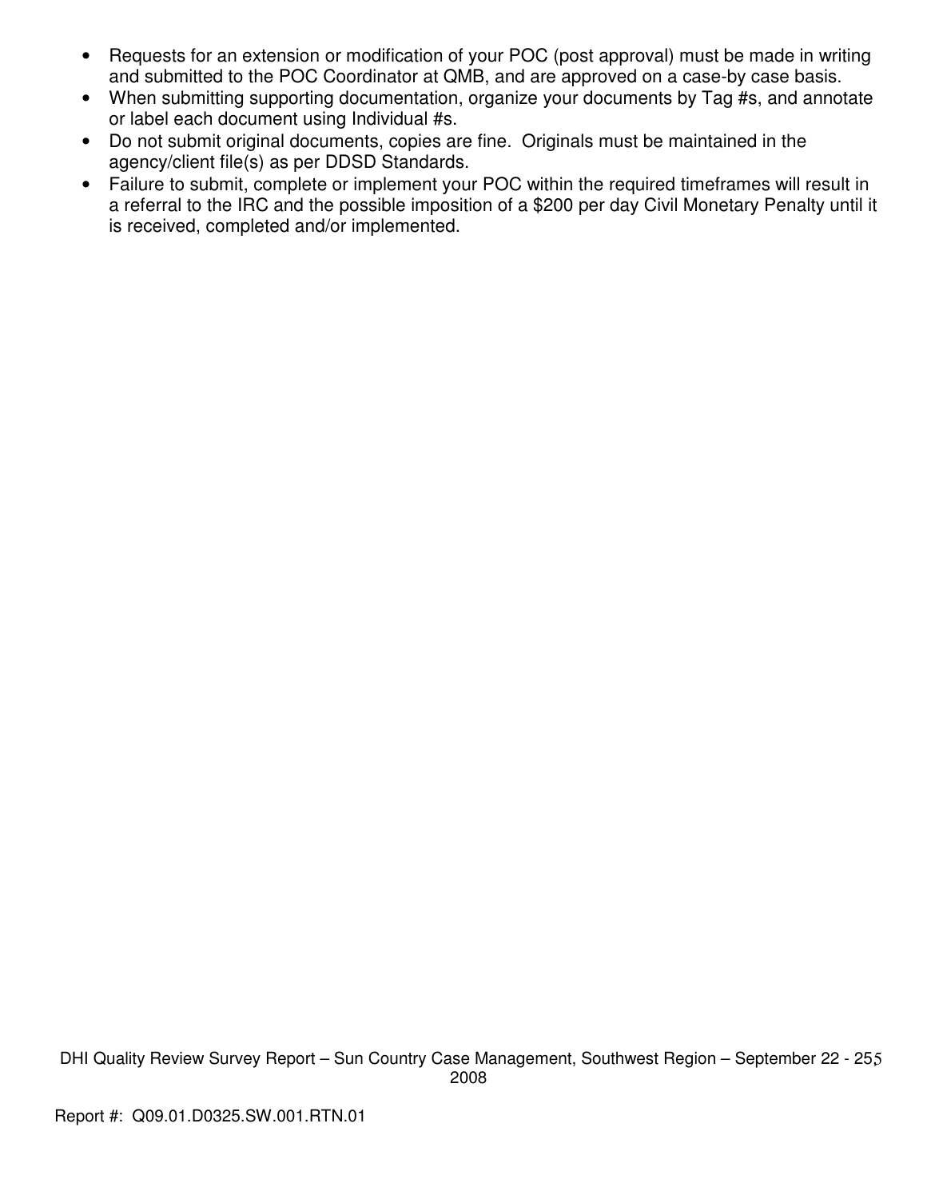- Requests for an extension or modification of your POC (post approval) must be made in writing and submitted to the POC Coordinator at QMB, and are approved on a case-by case basis.
- When submitting supporting documentation, organize your documents by Tag #s, and annotate or label each document using Individual #s.
- Do not submit original documents, copies are fine. Originals must be maintained in the agency/client file(s) as per DDSD Standards.
- Failure to submit, complete or implement your POC within the required timeframes will result in a referral to the IRC and the possible imposition of a $200 per day Civil Monetary Penalty until it is received, completed and/or implemented.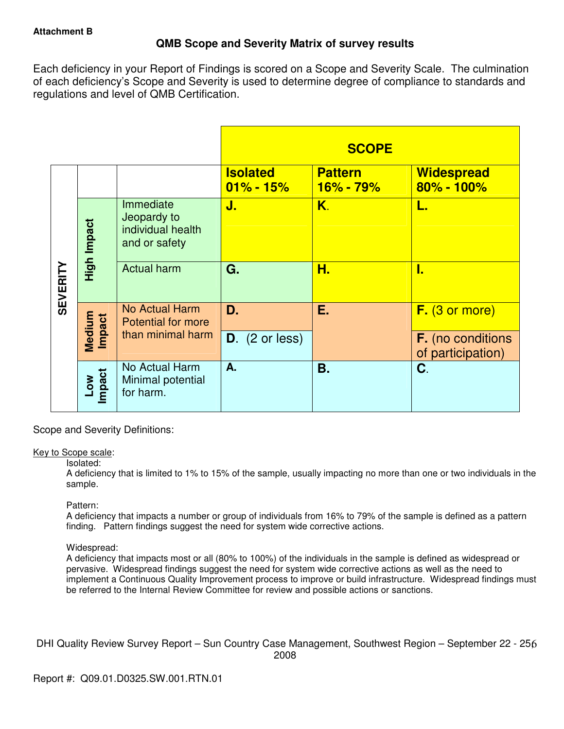**Attachment B**

**QMB Scope and Severity Matrix of survey results**

Each deficiency in your Report of Findings is scored on a Scope and Severity Scale. The culmination of each deficiency's Scope and Severity is used to determine degree of compliance to standards and regulations and level of QMB Certification.

| SEVERITY | | | SCOPE | | |
|---|---|---|---|---|---|
| | | | **Isolated 01% - 15%** | **Pattern 16% - 79%** | **Widespread 80% - 100%** |
| | High Impact | Immediate Jeopardy to individual health and or safety | **J.** | **K.** | **L.** |
| | High Impact | Actual harm | **G.** | **H.** | **I.** |
| | Medium Impact | No Actual Harm Potential for more than minimal harm | **D.** | **E.** | **F.** (3 or more) |
| | Medium Impact | | **D.** (2 or less) | | **F.** (no conditions of participation) |
| | Low Impact | No Actual Harm Minimal potential for harm. | **A.** | **B.** | **C.** |

Scope and Severity Definitions:

Key to Scope scale:

Isolated:
A deficiency that is limited to 1% to 15% of the sample, usually impacting no more than one or two individuals in the sample.

Pattern:
A deficiency that impacts a number or group of individuals from 16% to 79% of the sample is defined as a pattern finding. Pattern findings suggest the need for system wide corrective actions.

Widespread:
A deficiency that impacts most or all (80% to 100%) of the individuals in the sample is defined as widespread or pervasive. Widespread findings suggest the need for system wide corrective actions as well as the need to implement a Continuous Quality Improvement process to improve or build infrastructure. Widespread findings must be referred to the Internal Review Committee for review and possible actions or sanctions.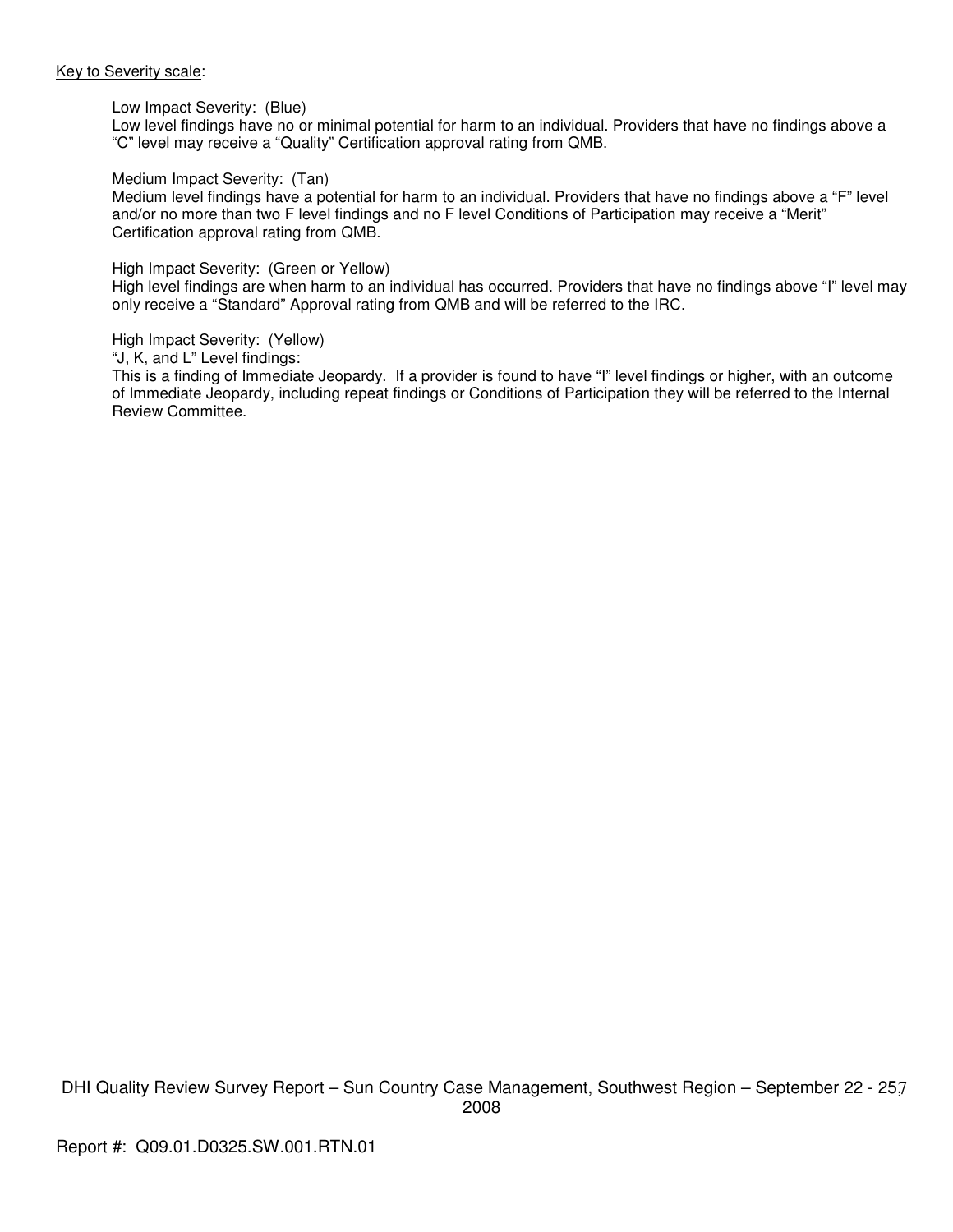Key to Severity scale:

Low Impact Severity: (Blue)
Low level findings have no or minimal potential for harm to an individual. Providers that have no findings above a "C" level may receive a "Quality" Certification approval rating from QMB.

Medium Impact Severity: (Tan)
Medium level findings have a potential for harm to an individual. Providers that have no findings above a "F" level and/or no more than two F level findings and no F level Conditions of Participation may receive a "Merit" Certification approval rating from QMB.

High Impact Severity: (Green or Yellow)
High level findings are when harm to an individual has occurred. Providers that have no findings above "I" level may only receive a "Standard" Approval rating from QMB and will be referred to the IRC.

High Impact Severity: (Yellow)
"J, K, and L" Level findings:
This is a finding of Immediate Jeopardy. If a provider is found to have "I" level findings or higher, with an outcome of Immediate Jeopardy, including repeat findings or Conditions of Participation they will be referred to the Internal Review Committee.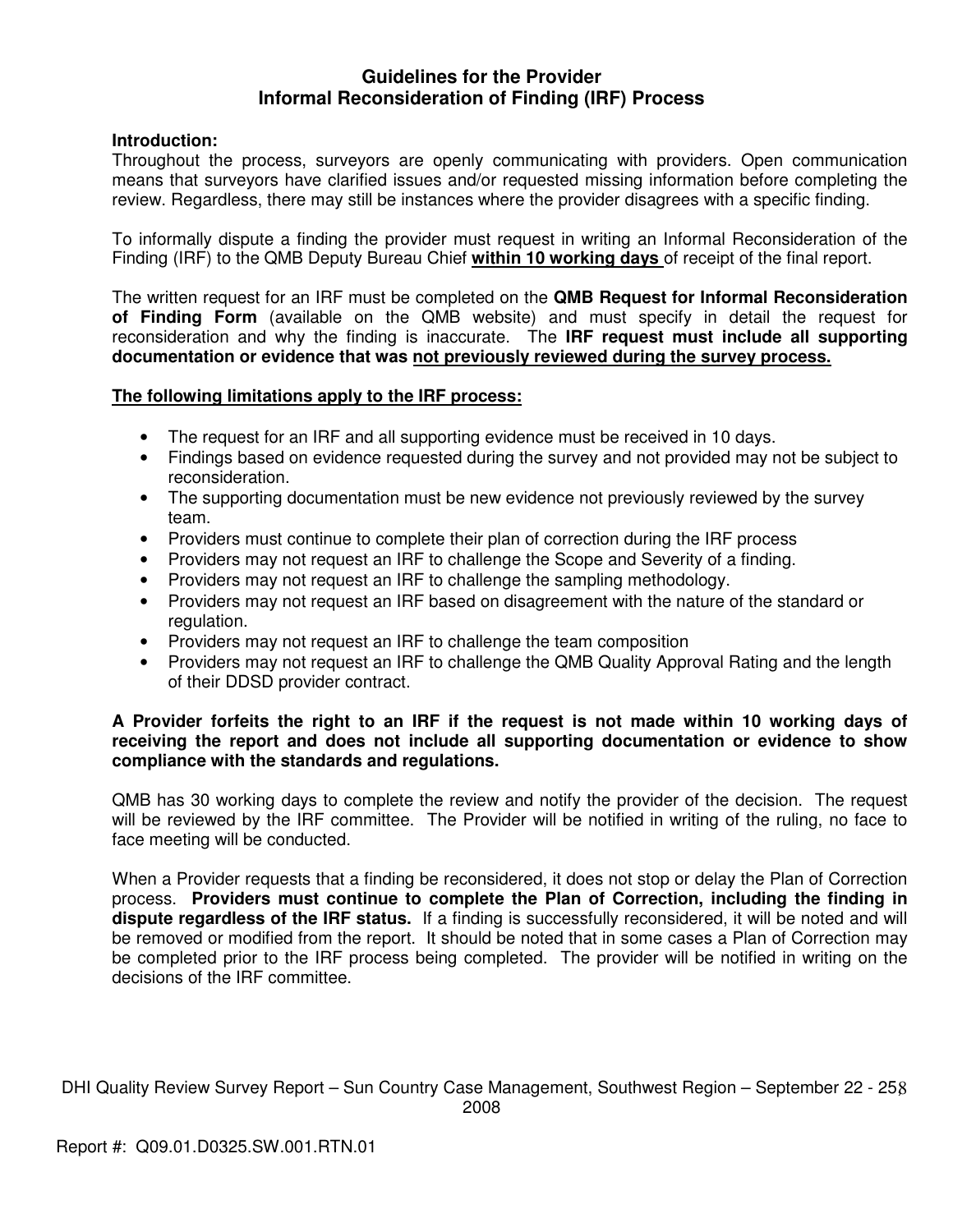## Guidelines for the Provider
## Informal Reconsideration of Finding (IRF) Process

**Introduction:**
Throughout the process, surveyors are openly communicating with providers. Open communication means that surveyors have clarified issues and/or requested missing information before completing the review. Regardless, there may still be instances where the provider disagrees with a specific finding.

To informally dispute a finding the provider must request in writing an Informal Reconsideration of the Finding (IRF) to the QMB Deputy Bureau Chief **<u>within 10 working days</u>** of receipt of the final report.

The written request for an IRF must be completed on the **QMB Request for Informal Reconsideration of Finding Form** (available on the QMB website) and must specify in detail the request for reconsideration and why the finding is inaccurate. The **IRF request must include all supporting documentation or evidence that was <u>not previously reviewed during the survey process.</u>**

**<u>The following limitations apply to the IRF process:</u>**

- The request for an IRF and all supporting evidence must be received in 10 days.
- Findings based on evidence requested during the survey and not provided may not be subject to reconsideration.
- The supporting documentation must be new evidence not previously reviewed by the survey team.
- Providers must continue to complete their plan of correction during the IRF process
- Providers may not request an IRF to challenge the Scope and Severity of a finding.
- Providers may not request an IRF to challenge the sampling methodology.
- Providers may not request an IRF based on disagreement with the nature of the standard or regulation.
- Providers may not request an IRF to challenge the team composition
- Providers may not request an IRF to challenge the QMB Quality Approval Rating and the length of their DDSD provider contract.

**A Provider forfeits the right to an IRF if the request is not made within 10 working days of receiving the report and does not include all supporting documentation or evidence to show compliance with the standards and regulations.**

QMB has 30 working days to complete the review and notify the provider of the decision. The request will be reviewed by the IRF committee. The Provider will be notified in writing of the ruling, no face to face meeting will be conducted.

When a Provider requests that a finding be reconsidered, it does not stop or delay the Plan of Correction process. **Providers must continue to complete the Plan of Correction, including the finding in dispute regardless of the IRF status.** If a finding is successfully reconsidered, it will be noted and will be removed or modified from the report. It should be noted that in some cases a Plan of Correction may be completed prior to the IRF process being completed. The provider will be notified in writing on the decisions of the IRF committee.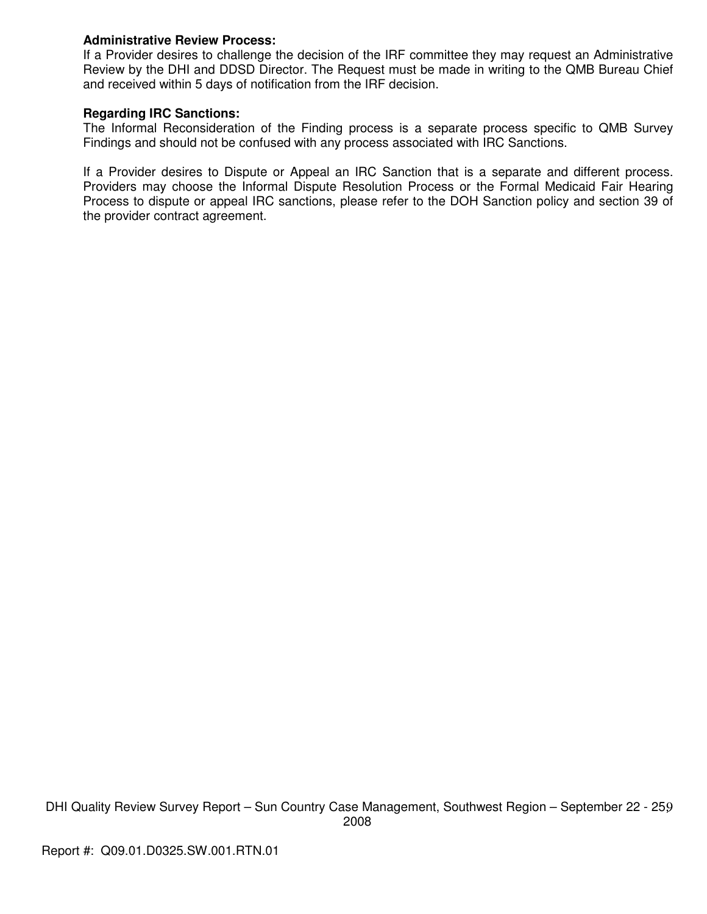**Administrative Review Process:**
If a Provider desires to challenge the decision of the IRF committee they may request an Administrative Review by the DHI and DDSD Director. The Request must be made in writing to the QMB Bureau Chief and received within 5 days of notification from the IRF decision.

**Regarding IRC Sanctions:**
The Informal Reconsideration of the Finding process is a separate process specific to QMB Survey Findings and should not be confused with any process associated with IRC Sanctions.

If a Provider desires to Dispute or Appeal an IRC Sanction that is a separate and different process. Providers may choose the Informal Dispute Resolution Process or the Formal Medicaid Fair Hearing Process to dispute or appeal IRC sanctions, please refer to the DOH Sanction policy and section 39 of the provider contract agreement.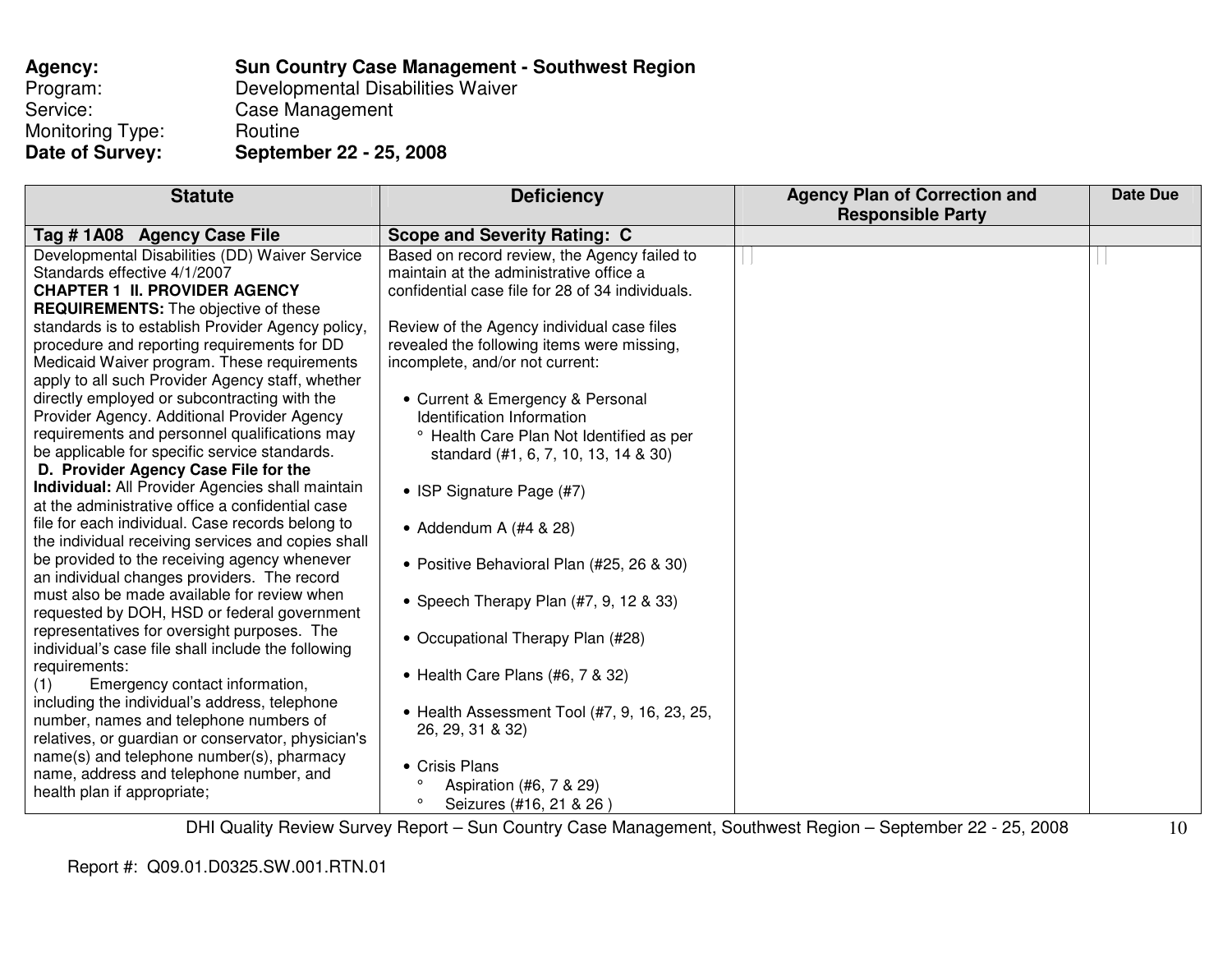**Agency:** **Sun Country Case Management - Southwest Region**
Program: Developmental Disabilities Waiver
Service: Case Management
Monitoring Type: Routine
**Date of Survey:** **September 22 - 25, 2008**

| Statute | Deficiency | Agency Plan of Correction and Responsible Party | Date Due |
|---|---|---|---|
| **Tag # 1A08 Agency Case File** | **Scope and Severity Rating: C** | | |
| Developmental Disabilities (DD) Waiver Service Standards effective 4/1/2007<br>**CHAPTER 1 II. PROVIDER AGENCY REQUIREMENTS:** The objective of these standards is to establish Provider Agency policy, procedure and reporting requirements for DD Medicaid Waiver program. These requirements apply to all such Provider Agency staff, whether directly employed or subcontracting with the Provider Agency. Additional Provider Agency requirements and personnel qualifications may be applicable for specific service standards.<br>**D. Provider Agency Case File for the Individual:** All Provider Agencies shall maintain at the administrative office a confidential case file for each individual. Case records belong to the individual receiving services and copies shall be provided to the receiving agency whenever an individual changes providers. The record must also be made available for review when requested by DOH, HSD or federal government representatives for oversight purposes. The individual's case file shall include the following requirements:<br>(1) Emergency contact information, including the individual's address, telephone number, names and telephone numbers of relatives, or guardian or conservator, physician's name(s) and telephone number(s), pharmacy name, address and telephone number, and health plan if appropriate; | Based on record review, the Agency failed to maintain at the administrative office a confidential case file for 28 of 34 individuals.<br><br>Review of the Agency individual case files revealed the following items were missing, incomplete, and/or not current:<br><br>• Current & Emergency & Personal Identification Information<br>° Health Care Plan Not Identified as per standard (#1, 6, 7, 10, 13, 14 & 30)<br><br>• ISP Signature Page (#7)<br><br>• Addendum A (#4 & 28)<br><br>• Positive Behavioral Plan (#25, 26 & 30)<br><br>• Speech Therapy Plan (#7, 9, 12 & 33)<br><br>• Occupational Therapy Plan (#28)<br><br>• Health Care Plans (#6, 7 & 32)<br><br>• Health Assessment Tool (#7, 9, 16, 23, 25, 26, 29, 31 & 32)<br><br>• Crisis Plans<br>° Aspiration (#6, 7 & 29)<br>° Seizures (#16, 21 & 26 ) | | |

Report #: Q09.01.D0325.SW.001.RTN.01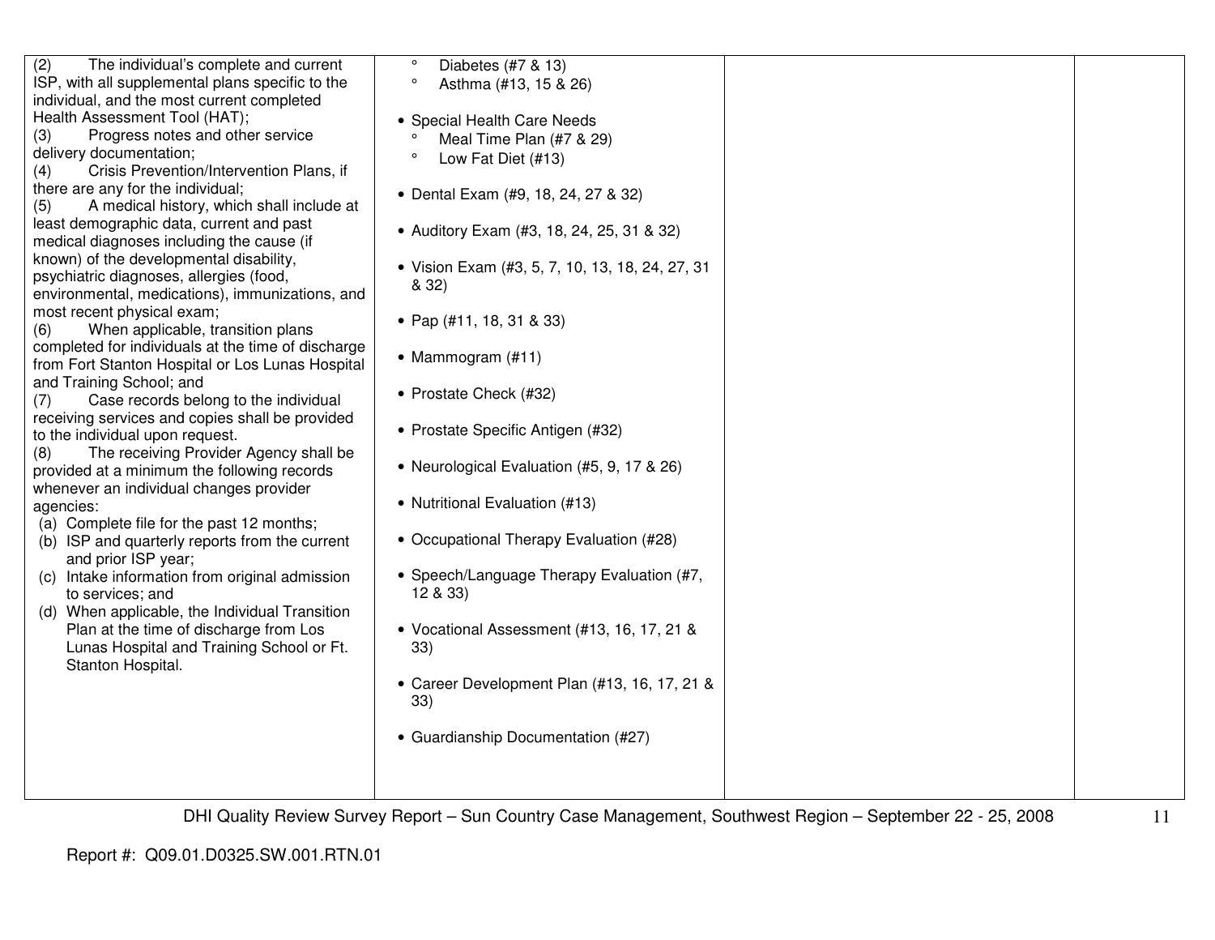| | | | |
|---|---|---|---|
| (2) The individual's complete and current ISP, with all supplemental plans specific to the individual, and the most current completed Health Assessment Tool (HAT);<br>(3) Progress notes and other service delivery documentation;<br>(4) Crisis Prevention/Intervention Plans, if there are any for the individual;<br>(5) A medical history, which shall include at least demographic data, current and past medical diagnoses including the cause (if known) of the developmental disability, psychiatric diagnoses, allergies (food, environmental, medications), immunizations, and most recent physical exam;<br>(6) When applicable, transition plans completed for individuals at the time of discharge from Fort Stanton Hospital or Los Lunas Hospital and Training School; and<br>(7) Case records belong to the individual receiving services and copies shall be provided to the individual upon request.<br>(8) The receiving Provider Agency shall be provided at a minimum the following records whenever an individual changes provider agencies:<br>(a) Complete file for the past 12 months;<br>(b) ISP and quarterly reports from the current and prior ISP year;<br>(c) Intake information from original admission to services; and<br>(d) When applicable, the Individual Transition Plan at the time of discharge from Los Lunas Hospital and Training School or Ft. Stanton Hospital. | ° Diabetes (#7 & 13)<br>° Asthma (#13, 15 & 26)<br><br>• Special Health Care Needs<br>° Meal Time Plan (#7 & 29)<br>° Low Fat Diet (#13)<br><br>• Dental Exam (#9, 18, 24, 27 & 32)<br><br>• Auditory Exam (#3, 18, 24, 25, 31 & 32)<br><br>• Vision Exam (#3, 5, 7, 10, 13, 18, 24, 27, 31 & 32)<br><br>• Pap (#11, 18, 31 & 33)<br><br>• Mammogram (#11)<br><br>• Prostate Check (#32)<br><br>• Prostate Specific Antigen (#32)<br><br>• Neurological Evaluation (#5, 9, 17 & 26)<br><br>• Nutritional Evaluation (#13)<br><br>• Occupational Therapy Evaluation (#28)<br><br>• Speech/Language Therapy Evaluation (#7, 12 & 33)<br><br>• Vocational Assessment (#13, 16, 17, 21 & 33)<br><br>• Career Development Plan (#13, 16, 17, 21 & 33)<br><br>• Guardianship Documentation (#27) | | |

Report #: Q09.01.D0325.SW.001.RTN.01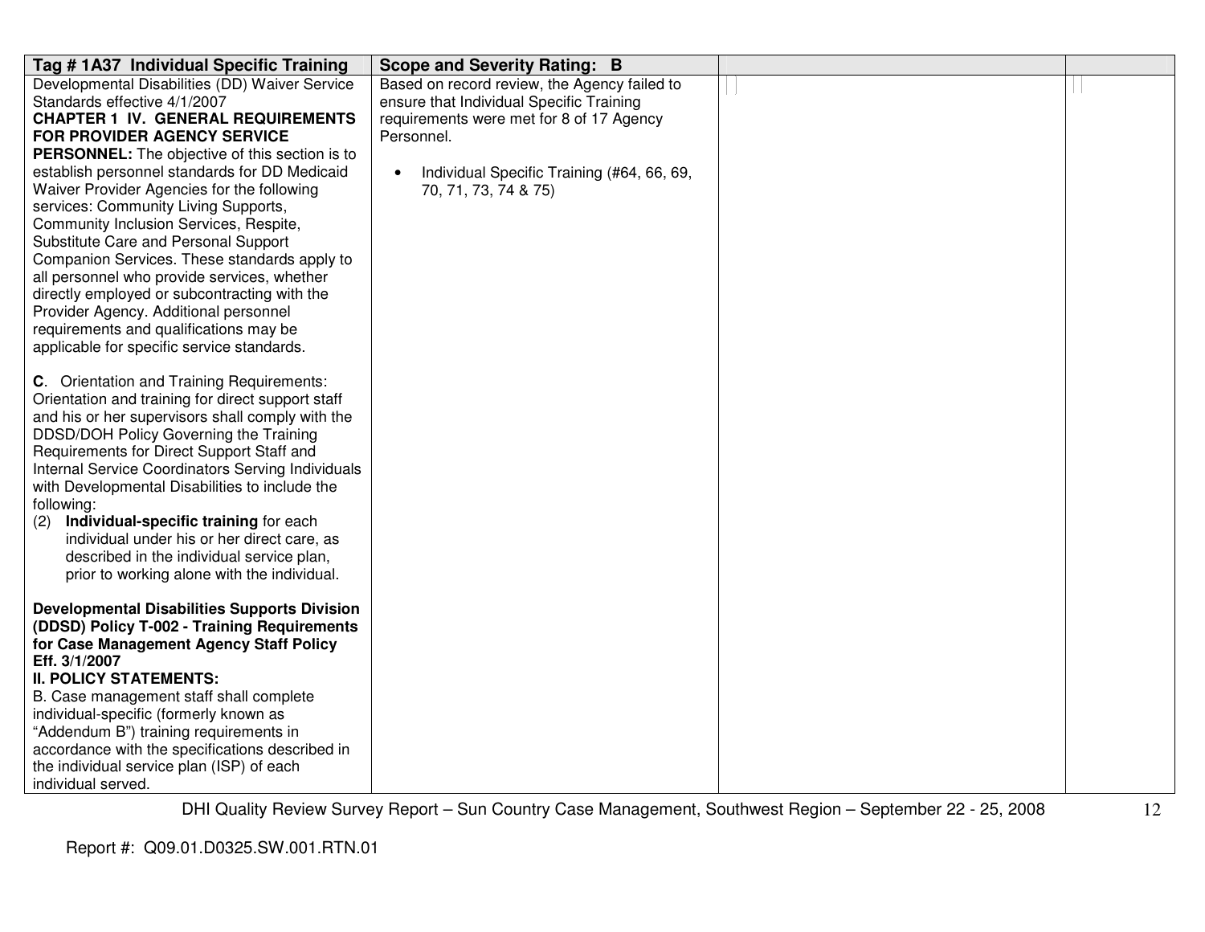| Tag # 1A37 Individual Specific Training | Scope and Severity Rating: B | | |
|---|---|---|---|
| Developmental Disabilities (DD) Waiver Service Standards effective 4/1/2007<br>**CHAPTER 1 IV. GENERAL REQUIREMENTS FOR PROVIDER AGENCY SERVICE PERSONNEL:** The objective of this section is to establish personnel standards for DD Medicaid Waiver Provider Agencies for the following services: Community Living Supports, Community Inclusion Services, Respite, Substitute Care and Personal Support Companion Services. These standards apply to all personnel who provide services, whether directly employed or subcontracting with the Provider Agency. Additional personnel requirements and qualifications may be applicable for specific service standards.<br><br>**C**. Orientation and Training Requirements: Orientation and training for direct support staff and his or her supervisors shall comply with the DDSD/DOH Policy Governing the Training Requirements for Direct Support Staff and Internal Service Coordinators Serving Individuals with Developmental Disabilities to include the following:<br>(2) **Individual-specific training** for each individual under his or her direct care, as described in the individual service plan, prior to working alone with the individual.<br><br>**Developmental Disabilities Supports Division (DDSD) Policy T-002 - Training Requirements for Case Management Agency Staff Policy Eff. 3/1/2007**<br>**II. POLICY STATEMENTS:**<br>B. Case management staff shall complete individual-specific (formerly known as "Addendum B") training requirements in accordance with the specifications described in the individual service plan (ISP) of each individual served. | Based on record review, the Agency failed to ensure that Individual Specific Training requirements were met for 8 of 17 Agency Personnel.<br><br>• Individual Specific Training (#64, 66, 69, 70, 71, 73, 74 & 75) | | |

Report #: Q09.01.D0325.SW.001.RTN.01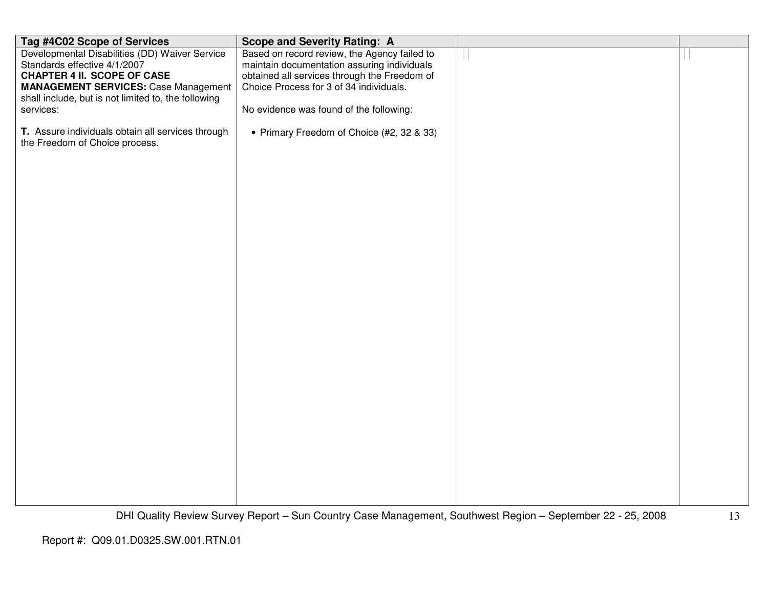| Tag #4C02 Scope of Services | Scope and Severity Rating: A | | |
| --- | --- | --- | --- |
| Developmental Disabilities (DD) Waiver Service Standards effective 4/1/2007<br>**CHAPTER 4 II. SCOPE OF CASE MANAGEMENT SERVICES:** Case Management shall include, but is not limited to, the following services:<br><br>**T.** Assure individuals obtain all services through the Freedom of Choice process. | Based on record review, the Agency failed to maintain documentation assuring individuals obtained all services through the Freedom of Choice Process for 3 of 34 individuals.<br><br>No evidence was found of the following:<br><br>• Primary Freedom of Choice (#2, 32 & 33) | | |

Report #: Q09.01.D0325.SW.001.RTN.01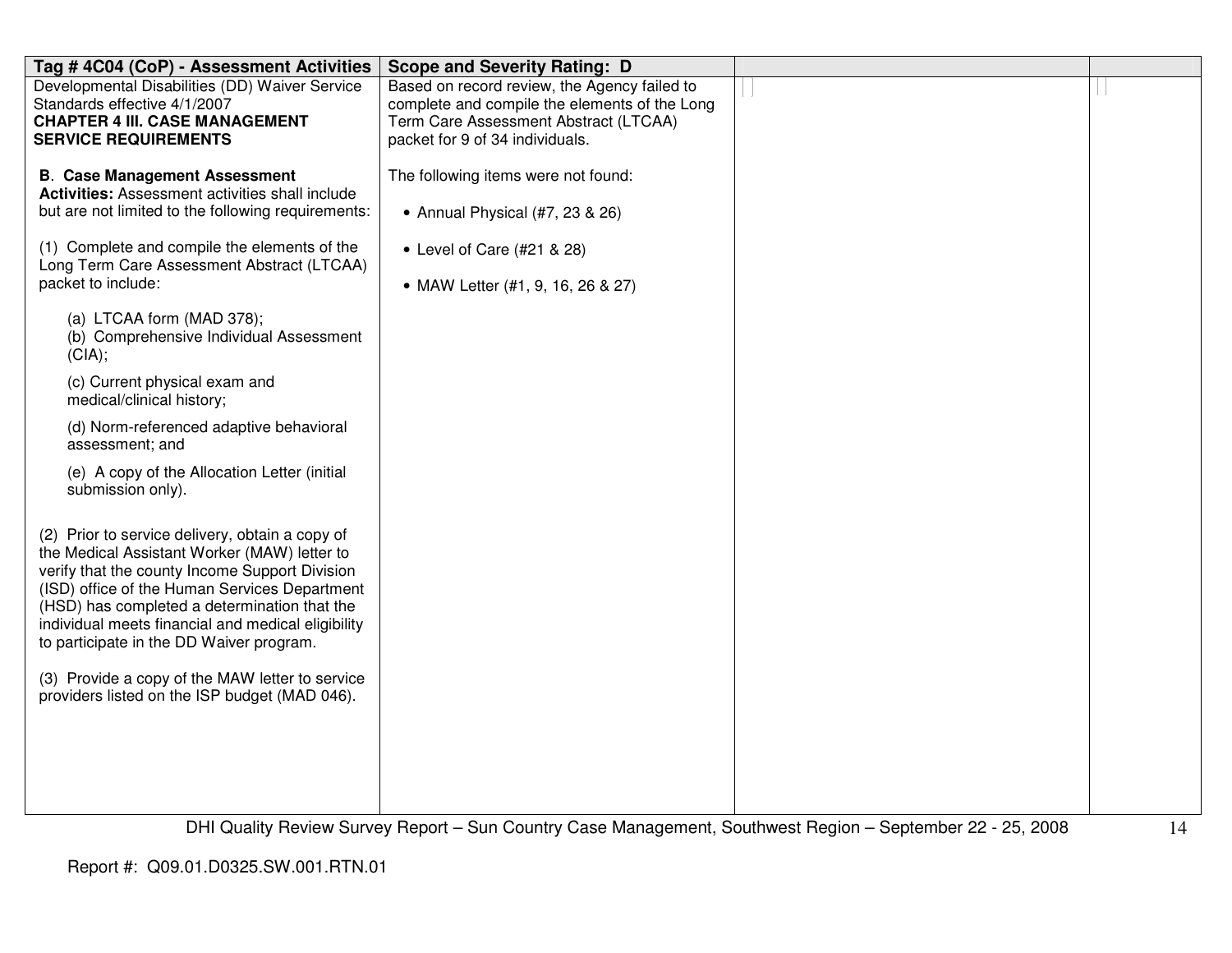| Tag # 4C04 (CoP) - Assessment Activities | Scope and Severity Rating: D | | |
|---|---|---|---|
| Developmental Disabilities (DD) Waiver Service Standards effective 4/1/2007<br>**CHAPTER 4 III. CASE MANAGEMENT SERVICE REQUIREMENTS**<br><br>**B. Case Management Assessment Activities:** Assessment activities shall include but are not limited to the following requirements:<br><br>(1) Complete and compile the elements of the Long Term Care Assessment Abstract (LTCAA) packet to include:<br><br>(a) LTCAA form (MAD 378);<br>(b) Comprehensive Individual Assessment (CIA);<br>(c) Current physical exam and medical/clinical history;<br>(d) Norm-referenced adaptive behavioral assessment; and<br>(e) A copy of the Allocation Letter (initial submission only).<br><br>(2) Prior to service delivery, obtain a copy of the Medical Assistant Worker (MAW) letter to verify that the county Income Support Division (ISD) office of the Human Services Department (HSD) has completed a determination that the individual meets financial and medical eligibility to participate in the DD Waiver program.<br><br>(3) Provide a copy of the MAW letter to service providers listed on the ISP budget (MAD 046). | Based on record review, the Agency failed to complete and compile the elements of the Long Term Care Assessment Abstract (LTCAA) packet for 9 of 34 individuals.<br><br>The following items were not found:<br><br>• Annual Physical (#7, 23 & 26)<br><br>• Level of Care (#21 & 28)<br><br>• MAW Letter (#1, 9, 16, 26 & 27) | | |

DHI Quality Review Survey Report – Sun Country Case Management, Southwest Region – September 22 - 25, 2008

Report #: Q09.01.D0325.SW.001.RTN.01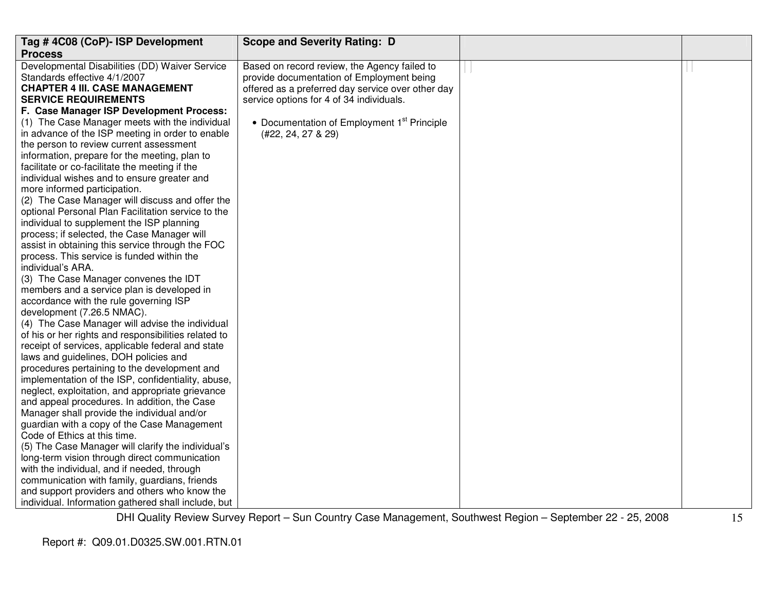| Tag # 4C08 (CoP)- ISP Development Process | Scope and Severity Rating: D | | |
|---|---|---|---|
| Developmental Disabilities (DD) Waiver Service Standards effective 4/1/2007<br>**CHAPTER 4 III. CASE MANAGEMENT SERVICE REQUIREMENTS**<br>**F. Case Manager ISP Development Process:**<br>(1) The Case Manager meets with the individual in advance of the ISP meeting in order to enable the person to review current assessment information, prepare for the meeting, plan to facilitate or co-facilitate the meeting if the individual wishes and to ensure greater and more informed participation.<br>(2) The Case Manager will discuss and offer the optional Personal Plan Facilitation service to the individual to supplement the ISP planning process; if selected, the Case Manager will assist in obtaining this service through the FOC process. This service is funded within the individual's ARA.<br>(3) The Case Manager convenes the IDT members and a service plan is developed in accordance with the rule governing ISP development (7.26.5 NMAC).<br>(4) The Case Manager will advise the individual of his or her rights and responsibilities related to receipt of services, applicable federal and state laws and guidelines, DOH policies and procedures pertaining to the development and implementation of the ISP, confidentiality, abuse, neglect, exploitation, and appropriate grievance and appeal procedures. In addition, the Case Manager shall provide the individual and/or guardian with a copy of the Case Management Code of Ethics at this time.<br>(5) The Case Manager will clarify the individual's long-term vision through direct communication with the individual, and if needed, through communication with family, guardians, friends and support providers and others who know the individual. Information gathered shall include, but | Based on record review, the Agency failed to provide documentation of Employment being offered as a preferred day service over other day service options for 4 of 34 individuals.<br><br>• Documentation of Employment 1st Principle (#22, 24, 27 & 29) | | |

Report #: Q09.01.D0325.SW.001.RTN.01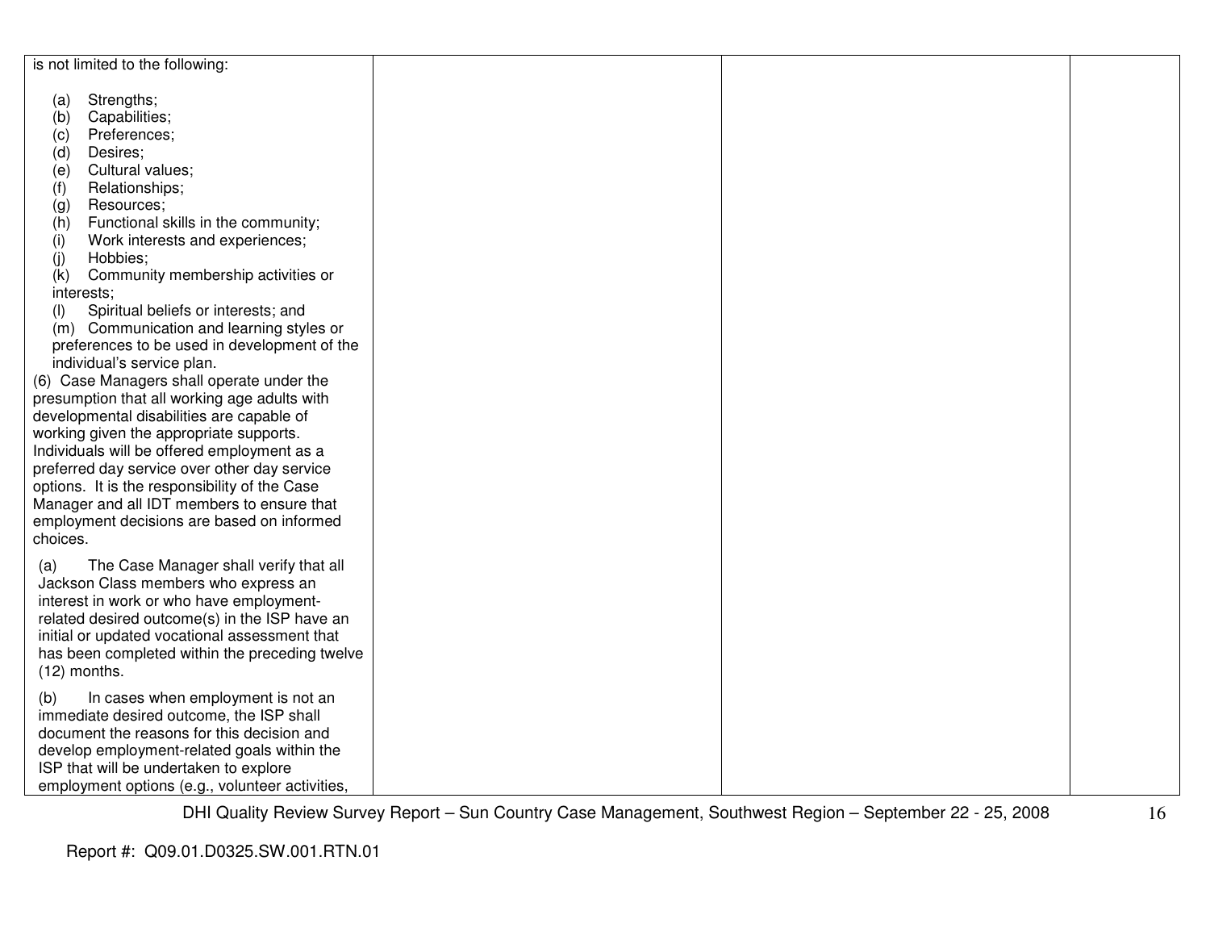| | | | |
|---|---|---|---|
| is not limited to the following:<br><br>(a) Strengths;<br>(b) Capabilities;<br>(c) Preferences;<br>(d) Desires;<br>(e) Cultural values;<br>(f) Relationships;<br>(g) Resources;<br>(h) Functional skills in the community;<br>(i) Work interests and experiences;<br>(j) Hobbies;<br>(k) Community membership activities or interests;<br>(l) Spiritual beliefs or interests; and<br>(m) Communication and learning styles or preferences to be used in development of the individual's service plan.<br>(6) Case Managers shall operate under the presumption that all working age adults with developmental disabilities are capable of working given the appropriate supports. Individuals will be offered employment as a preferred day service over other day service options. It is the responsibility of the Case Manager and all IDT members to ensure that employment decisions are based on informed choices.<br><br>(a) The Case Manager shall verify that all Jackson Class members who express an interest in work or who have employment-related desired outcome(s) in the ISP have an initial or updated vocational assessment that has been completed within the preceding twelve (12) months.<br><br>(b) In cases when employment is not an immediate desired outcome, the ISP shall document the reasons for this decision and develop employment-related goals within the ISP that will be undertaken to explore employment options (e.g., volunteer activities, | | | |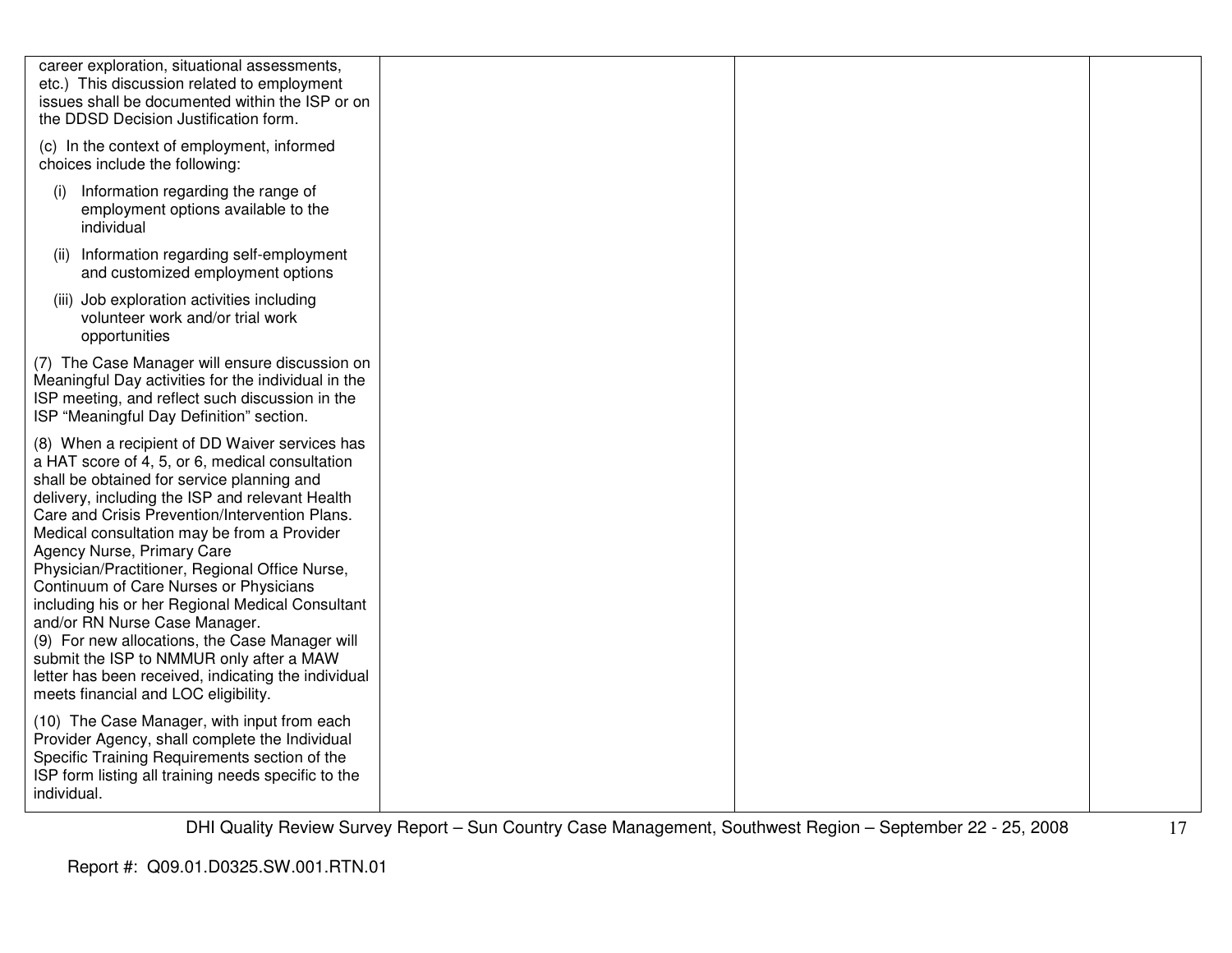| | | | |
|---|---|---|---|
| career exploration, situational assessments, etc.) This discussion related to employment issues shall be documented within the ISP or on the DDSD Decision Justification form.<br><br>(c) In the context of employment, informed choices include the following:<br><br>(i) Information regarding the range of employment options available to the individual<br><br>(ii) Information regarding self-employment and customized employment options<br><br>(iii) Job exploration activities including volunteer work and/or trial work opportunities<br><br>(7) The Case Manager will ensure discussion on Meaningful Day activities for the individual in the ISP meeting, and reflect such discussion in the ISP "Meaningful Day Definition" section.<br><br>(8) When a recipient of DD Waiver services has a HAT score of 4, 5, or 6, medical consultation shall be obtained for service planning and delivery, including the ISP and relevant Health Care and Crisis Prevention/Intervention Plans. Medical consultation may be from a Provider Agency Nurse, Primary Care Physician/Practitioner, Regional Office Nurse, Continuum of Care Nurses or Physicians including his or her Regional Medical Consultant and/or RN Nurse Case Manager.<br>(9) For new allocations, the Case Manager will submit the ISP to NMMUR only after a MAW letter has been received, indicating the individual meets financial and LOC eligibility.<br><br>(10) The Case Manager, with input from each Provider Agency, shall complete the Individual Specific Training Requirements section of the ISP form listing all training needs specific to the individual. | | | |

DHI Quality Review Survey Report – Sun Country Case Management, Southwest Region – September 22 - 25, 2008

Report #: Q09.01.D0325.SW.001.RTN.01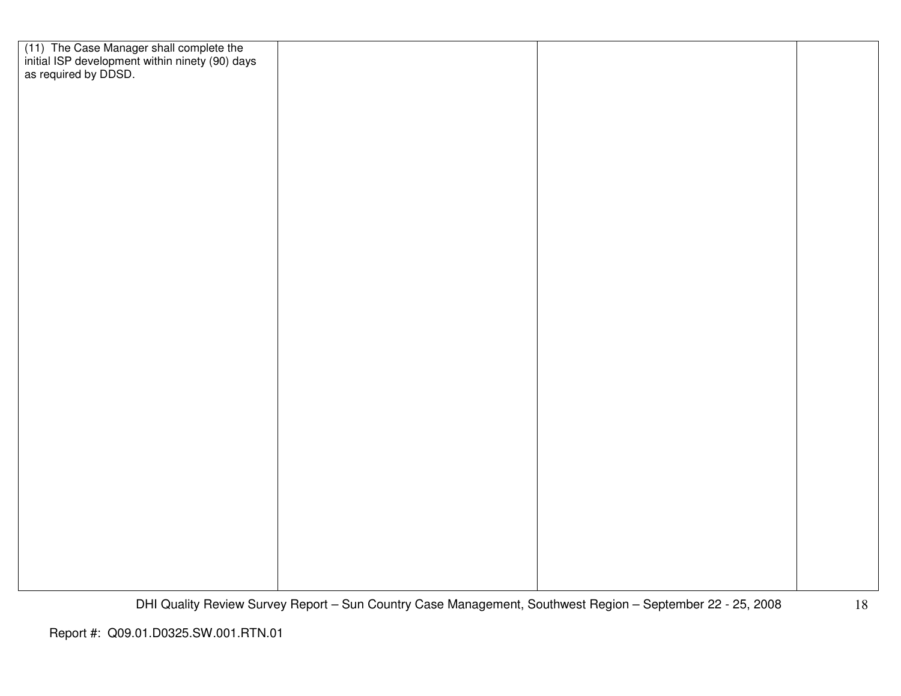| | | | |
|---|---|---|---|
| (11) The Case Manager shall complete the initial ISP development within ninety (90) days as required by DDSD. | | | |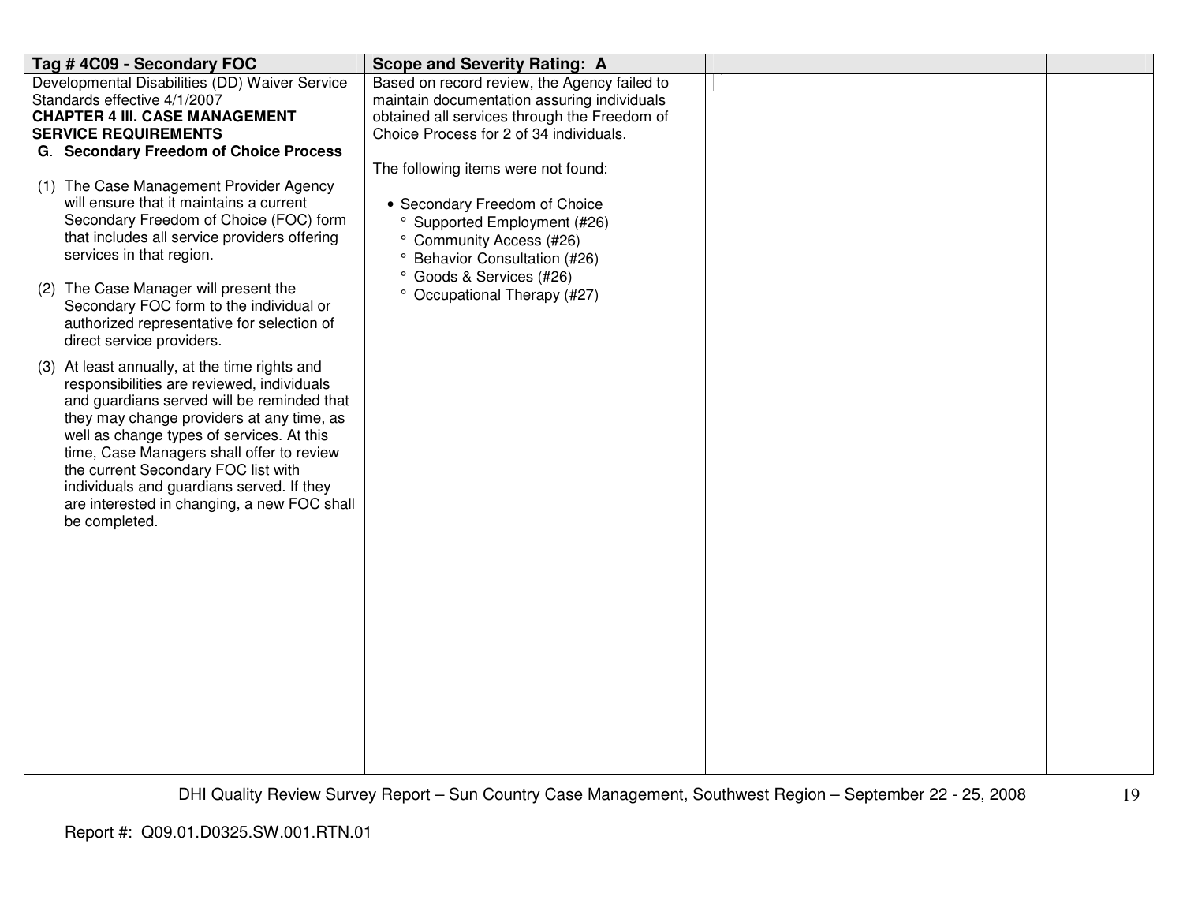| Tag # 4C09 - Secondary FOC | Scope and Severity Rating: A | | |
|---|---|---|---|
| Developmental Disabilities (DD) Waiver Service Standards effective 4/1/2007<br>**CHAPTER 4 III. CASE MANAGEMENT SERVICE REQUIREMENTS**<br>**G. Secondary Freedom of Choice Process**<br><br>(1) The Case Management Provider Agency will ensure that it maintains a current Secondary Freedom of Choice (FOC) form that includes all service providers offering services in that region.<br><br>(2) The Case Manager will present the Secondary FOC form to the individual or authorized representative for selection of direct service providers.<br><br>(3) At least annually, at the time rights and responsibilities are reviewed, individuals and guardians served will be reminded that they may change providers at any time, as well as change types of services. At this time, Case Managers shall offer to review the current Secondary FOC list with individuals and guardians served. If they are interested in changing, a new FOC shall be completed. | Based on record review, the Agency failed to maintain documentation assuring individuals obtained all services through the Freedom of Choice Process for 2 of 34 individuals.<br><br>The following items were not found:<br><br>• Secondary Freedom of Choice<br>&nbsp;&nbsp;° Supported Employment (#26)<br>&nbsp;&nbsp;° Community Access (#26)<br>&nbsp;&nbsp;° Behavior Consultation (#26)<br>&nbsp;&nbsp;° Goods & Services (#26)<br>&nbsp;&nbsp;° Occupational Therapy (#27) | | |

Report #: Q09.01.D0325.SW.001.RTN.01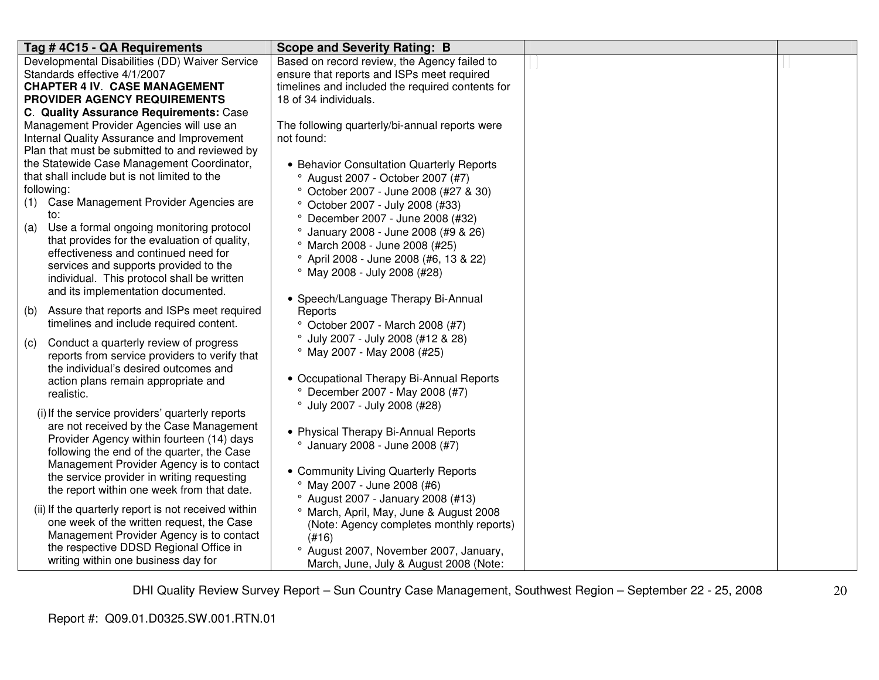| Tag # 4C15 - QA Requirements | Scope and Severity Rating: B | | |
|---|---|---|---|
| Developmental Disabilities (DD) Waiver Service Standards effective 4/1/2007<br>**CHAPTER 4 IV. CASE MANAGEMENT PROVIDER AGENCY REQUIREMENTS**<br>**C. Quality Assurance Requirements:** Case Management Provider Agencies will use an Internal Quality Assurance and Improvement Plan that must be submitted to and reviewed by the Statewide Case Management Coordinator, that shall include but is not limited to the following:<br>(1) Case Management Provider Agencies are to:<br>(a) Use a formal ongoing monitoring protocol that provides for the evaluation of quality, effectiveness and continued need for services and supports provided to the individual. This protocol shall be written and its implementation documented.<br>(b) Assure that reports and ISPs meet required timelines and include required content.<br>(c) Conduct a quarterly review of progress reports from service providers to verify that the individual's desired outcomes and action plans remain appropriate and realistic.<br>(i) If the service providers' quarterly reports are not received by the Case Management Provider Agency within fourteen (14) days following the end of the quarter, the Case Management Provider Agency is to contact the service provider in writing requesting the report within one week from that date.<br>(ii) If the quarterly report is not received within one week of the written request, the Case Management Provider Agency is to contact the respective DDSD Regional Office in writing within one business day for | Based on record review, the Agency failed to ensure that reports and ISPs meet required timelines and included the required contents for 18 of 34 individuals.<br><br>The following quarterly/bi-annual reports were not found:<br><br>• Behavior Consultation Quarterly Reports<br>° August 2007 - October 2007 (#7)<br>° October 2007 - June 2008 (#27 & 30)<br>° October 2007 - July 2008 (#33)<br>° December 2007 - June 2008 (#32)<br>° January 2008 - June 2008 (#9 & 26)<br>° March 2008 - June 2008 (#25)<br>° April 2008 - June 2008 (#6, 13 & 22)<br>° May 2008 - July 2008 (#28)<br><br>• Speech/Language Therapy Bi-Annual Reports<br>° October 2007 - March 2008 (#7)<br>° July 2007 - July 2008 (#12 & 28)<br>° May 2007 - May 2008 (#25)<br><br>• Occupational Therapy Bi-Annual Reports<br>° December 2007 - May 2008 (#7)<br>° July 2007 - July 2008 (#28)<br><br>• Physical Therapy Bi-Annual Reports<br>° January 2008 - June 2008 (#7)<br><br>• Community Living Quarterly Reports<br>° May 2007 - June 2008 (#6)<br>° August 2007 - January 2008 (#13)<br>° March, April, May, June & August 2008 (Note: Agency completes monthly reports) (#16)<br>° August 2007, November 2007, January, March, June, July & August 2008 (Note: | | |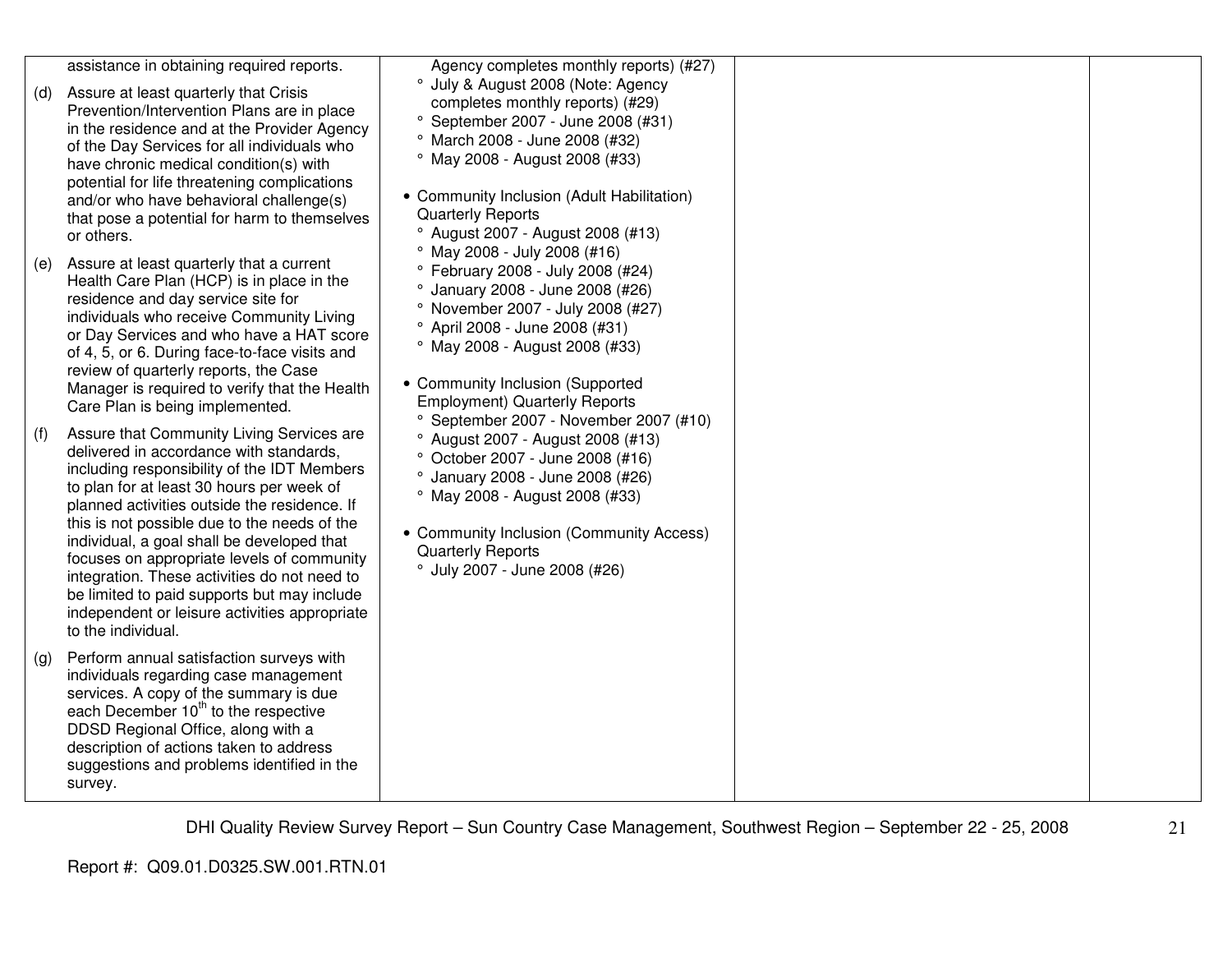| | | | |
|---|---|---|---|
| assistance in obtaining required reports.<br><br>(d) Assure at least quarterly that Crisis Prevention/Intervention Plans are in place in the residence and at the Provider Agency of the Day Services for all individuals who have chronic medical condition(s) with potential for life threatening complications and/or who have behavioral challenge(s) that pose a potential for harm to themselves or others.<br><br>(e) Assure at least quarterly that a current Health Care Plan (HCP) is in place in the residence and day service site for individuals who receive Community Living or Day Services and who have a HAT score of 4, 5, or 6. During face-to-face visits and review of quarterly reports, the Case Manager is required to verify that the Health Care Plan is being implemented.<br><br>(f) Assure that Community Living Services are delivered in accordance with standards, including responsibility of the IDT Members to plan for at least 30 hours per week of planned activities outside the residence. If this is not possible due to the needs of the individual, a goal shall be developed that focuses on appropriate levels of community integration. These activities do not need to be limited to paid supports but may include independent or leisure activities appropriate to the individual.<br><br>(g) Perform annual satisfaction surveys with individuals regarding case management services. A copy of the summary is due each December 10th to the respective DDSD Regional Office, along with a description of actions taken to address suggestions and problems identified in the survey. | Agency completes monthly reports) (#27)<br>° July & August 2008 (Note: Agency completes monthly reports) (#29)<br>° September 2007 - June 2008 (#31)<br>° March 2008 - June 2008 (#32)<br>° May 2008 - August 2008 (#33)<br><br>• Community Inclusion (Adult Habilitation) Quarterly Reports<br>° August 2007 - August 2008 (#13)<br>° May 2008 - July 2008 (#16)<br>° February 2008 - July 2008 (#24)<br>° January 2008 - June 2008 (#26)<br>° November 2007 - July 2008 (#27)<br>° April 2008 - June 2008 (#31)<br>° May 2008 - August 2008 (#33)<br><br>• Community Inclusion (Supported Employment) Quarterly Reports<br>° September 2007 - November 2007 (#10)<br>° August 2007 - August 2008 (#13)<br>° October 2007 - June 2008 (#16)<br>° January 2008 - June 2008 (#26)<br>° May 2008 - August 2008 (#33)<br><br>• Community Inclusion (Community Access) Quarterly Reports<br>° July 2007 - June 2008 (#26) | | |

DHI Quality Review Survey Report – Sun Country Case Management, Southwest Region – September 22 - 25, 2008

Report #: Q09.01.D0325.SW.001.RTN.01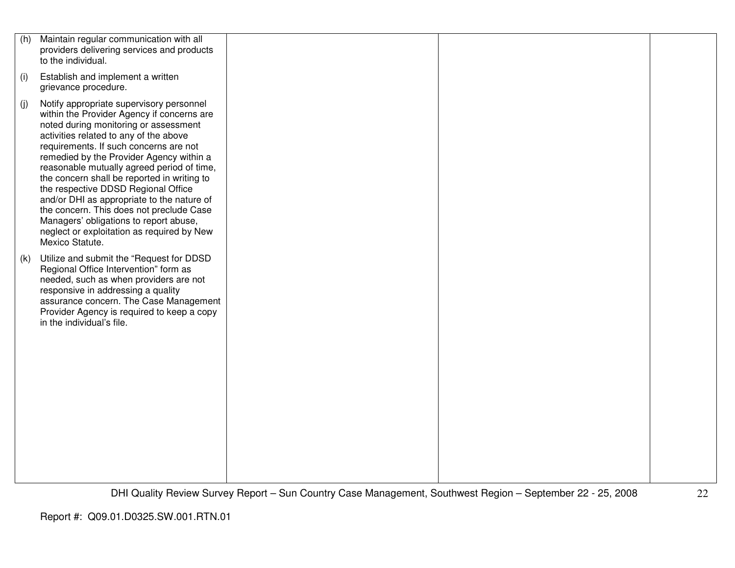| | | | |
|---|---|---|---|
| (h) Maintain regular communication with all providers delivering services and products to the individual.<br><br>(i) Establish and implement a written grievance procedure.<br><br>(j) Notify appropriate supervisory personnel within the Provider Agency if concerns are noted during monitoring or assessment activities related to any of the above requirements. If such concerns are not remedied by the Provider Agency within a reasonable mutually agreed period of time, the concern shall be reported in writing to the respective DDSD Regional Office and/or DHI as appropriate to the nature of the concern. This does not preclude Case Managers' obligations to report abuse, neglect or exploitation as required by New Mexico Statute.<br><br>(k) Utilize and submit the "Request for DDSD Regional Office Intervention" form as needed, such as when providers are not responsive in addressing a quality assurance concern. The Case Management Provider Agency is required to keep a copy in the individual's file. | | | |

DHI Quality Review Survey Report – Sun Country Case Management, Southwest Region – September 22 - 25, 2008

Report #: Q09.01.D0325.SW.001.RTN.01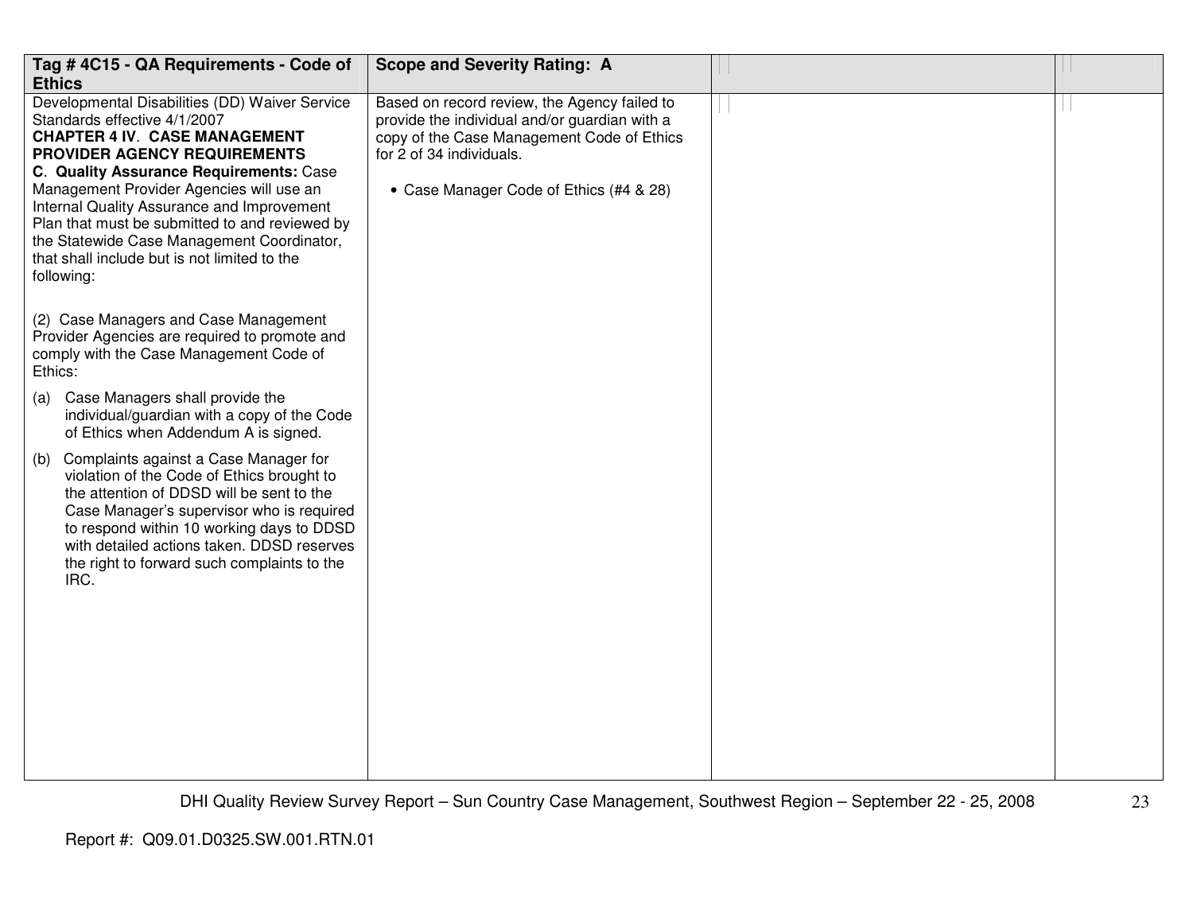| Tag # 4C15 - QA Requirements - Code of Ethics | Scope and Severity Rating: A | | |
|---|---|---|---|
| Developmental Disabilities (DD) Waiver Service Standards effective 4/1/2007<br>**CHAPTER 4 IV. CASE MANAGEMENT PROVIDER AGENCY REQUIREMENTS**<br>**C. Quality Assurance Requirements:** Case Management Provider Agencies will use an Internal Quality Assurance and Improvement Plan that must be submitted to and reviewed by the Statewide Case Management Coordinator, that shall include but is not limited to the following:<br><br>(2) Case Managers and Case Management Provider Agencies are required to promote and comply with the Case Management Code of Ethics:<br><br>(a) Case Managers shall provide the individual/guardian with a copy of the Code of Ethics when Addendum A is signed.<br><br>(b) Complaints against a Case Manager for violation of the Code of Ethics brought to the attention of DDSD will be sent to the Case Manager's supervisor who is required to respond within 10 working days to DDSD with detailed actions taken. DDSD reserves the right to forward such complaints to the IRC. | Based on record review, the Agency failed to provide the individual and/or guardian with a copy of the Case Management Code of Ethics for 2 of 34 individuals.<br><br>• Case Manager Code of Ethics (#4 & 28) | | |

DHI Quality Review Survey Report – Sun Country Case Management, Southwest Region – September 22 - 25, 2008

Report #: Q09.01.D0325.SW.001.RTN.01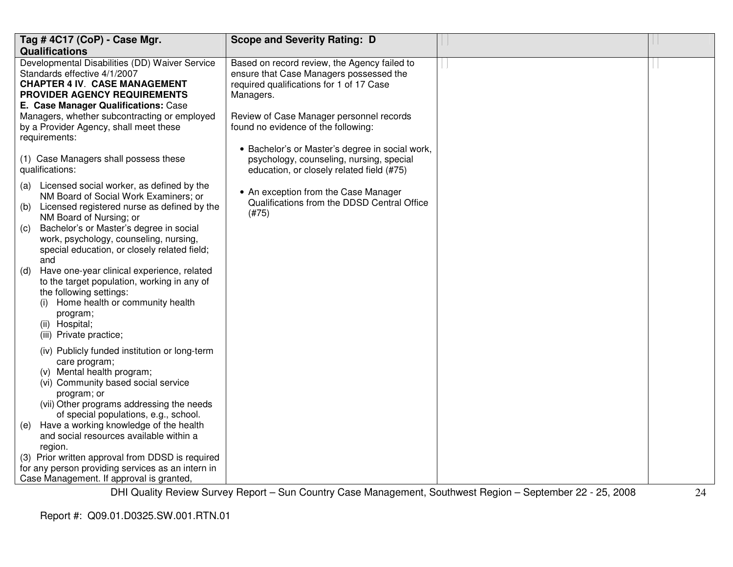| Tag # 4C17 (CoP) - Case Mgr. Qualifications | Scope and Severity Rating: D | | |
|---|---|---|---|
| Developmental Disabilities (DD) Waiver Service Standards effective 4/1/2007<br>**CHAPTER 4 IV. CASE MANAGEMENT PROVIDER AGENCY REQUIREMENTS**<br>**E. Case Manager Qualifications:** Case Managers, whether subcontracting or employed by a Provider Agency, shall meet these requirements:<br><br>(1) Case Managers shall possess these qualifications:<br><br>(a) Licensed social worker, as defined by the NM Board of Social Work Examiners; or<br>(b) Licensed registered nurse as defined by the NM Board of Nursing; or<br>(c) Bachelor's or Master's degree in social work, psychology, counseling, nursing, special education, or closely related field; and<br>(d) Have one-year clinical experience, related to the target population, working in any of the following settings:<br>(i) Home health or community health program;<br>(ii) Hospital;<br>(iii) Private practice;<br>(iv) Publicly funded institution or long-term care program;<br>(v) Mental health program;<br>(vi) Community based social service program; or<br>(vii) Other programs addressing the needs of special populations, e.g., school.<br>(e) Have a working knowledge of the health and social resources available within a region.<br>(3) Prior written approval from DDSD is required for any person providing services as an intern in Case Management. If approval is granted, | Based on record review, the Agency failed to ensure that Case Managers possessed the required qualifications for 1 of 17 Case Managers.<br><br>Review of Case Manager personnel records found no evidence of the following:<br><br>• Bachelor's or Master's degree in social work, psychology, counseling, nursing, special education, or closely related field (#75)<br><br>• An exception from the Case Manager Qualifications from the DDSD Central Office (#75) | | |

DHI Quality Review Survey Report – Sun Country Case Management, Southwest Region – September 22 - 25, 2008

Report #: Q09.01.D0325.SW.001.RTN.01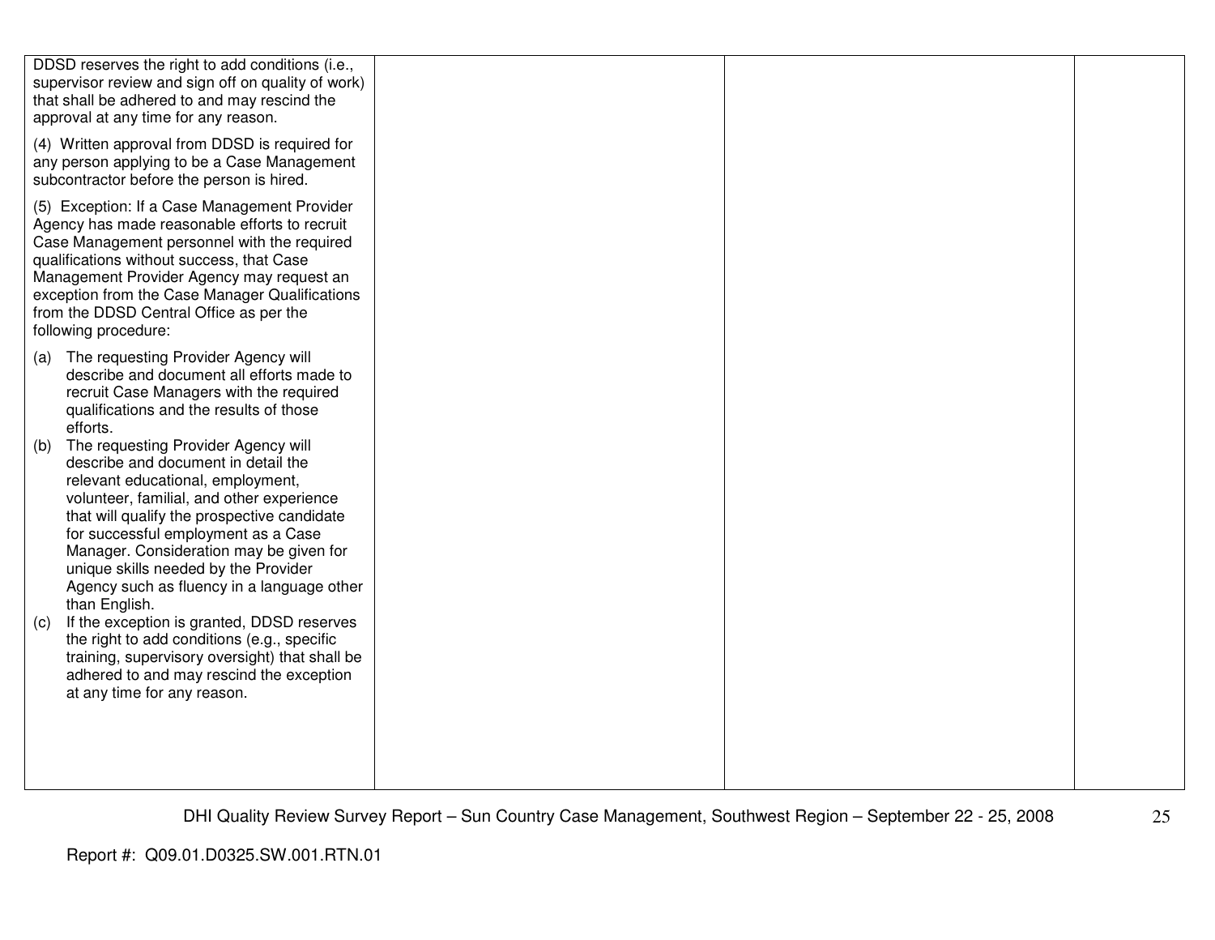| | | | |
|---|---|---|---|
| DDSD reserves the right to add conditions (i.e., supervisor review and sign off on quality of work) that shall be adhered to and may rescind the approval at any time for any reason.<br><br>(4) Written approval from DDSD is required for any person applying to be a Case Management subcontractor before the person is hired.<br><br>(5) Exception: If a Case Management Provider Agency has made reasonable efforts to recruit Case Management personnel with the required qualifications without success, that Case Management Provider Agency may request an exception from the Case Manager Qualifications from the DDSD Central Office as per the following procedure:<br><br>(a) The requesting Provider Agency will describe and document all efforts made to recruit Case Managers with the required qualifications and the results of those efforts.<br>(b) The requesting Provider Agency will describe and document in detail the relevant educational, employment, volunteer, familial, and other experience that will qualify the prospective candidate for successful employment as a Case Manager. Consideration may be given for unique skills needed by the Provider Agency such as fluency in a language other than English.<br>(c) If the exception is granted, DDSD reserves the right to add conditions (e.g., specific training, supervisory oversight) that shall be adhered to and may rescind the exception at any time for any reason. | | | |

Report #: Q09.01.D0325.SW.001.RTN.01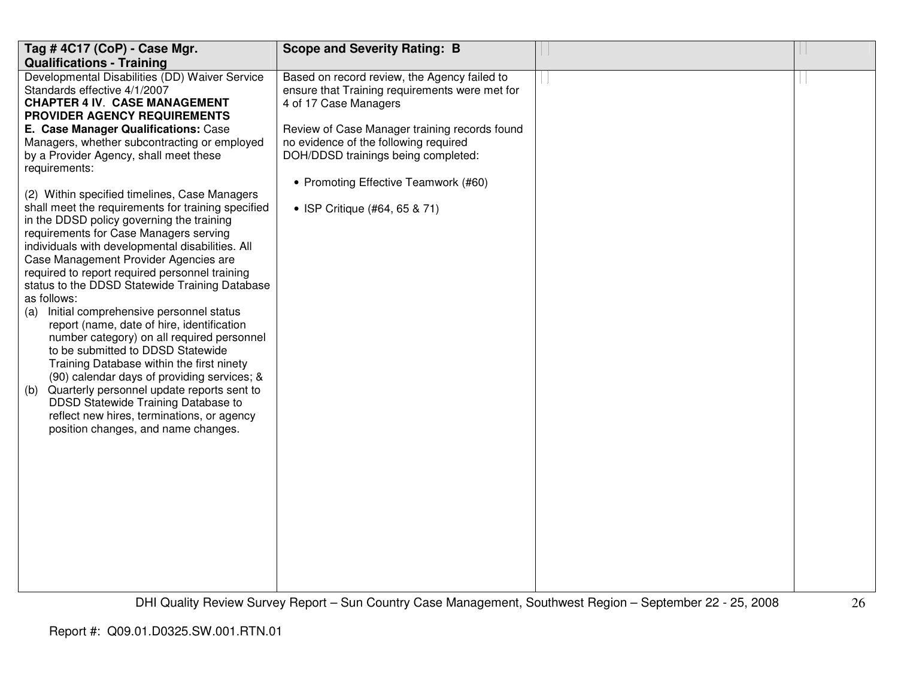| Tag # 4C17 (CoP) - Case Mgr. Qualifications - Training | Scope and Severity Rating: B | | |
|---|---|---|---|
| Developmental Disabilities (DD) Waiver Service Standards effective 4/1/2007<br>**CHAPTER 4 IV. CASE MANAGEMENT PROVIDER AGENCY REQUIREMENTS**<br>**E. Case Manager Qualifications:** Case Managers, whether subcontracting or employed by a Provider Agency, shall meet these requirements:<br><br>(2) Within specified timelines, Case Managers shall meet the requirements for training specified in the DDSD policy governing the training requirements for Case Managers serving individuals with developmental disabilities. All Case Management Provider Agencies are required to report required personnel training status to the DDSD Statewide Training Database as follows:<br>(a) Initial comprehensive personnel status report (name, date of hire, identification number category) on all required personnel to be submitted to DDSD Statewide Training Database within the first ninety (90) calendar days of providing services; &<br>(b) Quarterly personnel update reports sent to DDSD Statewide Training Database to reflect new hires, terminations, or agency position changes, and name changes. | Based on record review, the Agency failed to ensure that Training requirements were met for 4 of 17 Case Managers<br><br>Review of Case Manager training records found no evidence of the following required DOH/DDSD trainings being completed:<br><br>• Promoting Effective Teamwork (#60)<br><br>• ISP Critique (#64, 65 & 71) | | |

DHI Quality Review Survey Report – Sun Country Case Management, Southwest Region – September 22 - 25, 2008

Report #: Q09.01.D0325.SW.001.RTN.01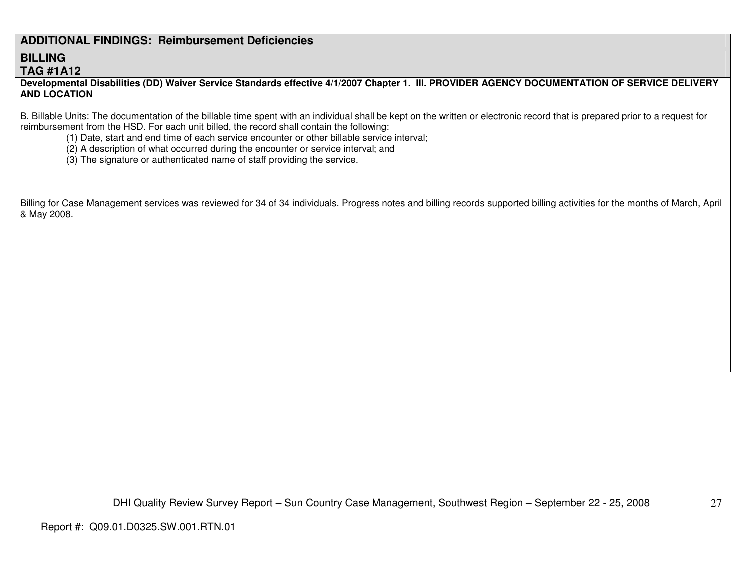## ADDITIONAL FINDINGS: Reimbursement Deficiencies

### BILLING
### TAG #1A12

**Developmental Disabilities (DD) Waiver Service Standards effective 4/1/2007 Chapter 1. III. PROVIDER AGENCY DOCUMENTATION OF SERVICE DELIVERY AND LOCATION**

B. Billable Units: The documentation of the billable time spent with an individual shall be kept on the written or electronic record that is prepared prior to a request for reimbursement from the HSD. For each unit billed, the record shall contain the following:

(1) Date, start and end time of each service encounter or other billable service interval;
(2) A description of what occurred during the encounter or service interval; and
(3) The signature or authenticated name of staff providing the service.

Billing for Case Management services was reviewed for 34 of 34 individuals. Progress notes and billing records supported billing activities for the months of March, April & May 2008.